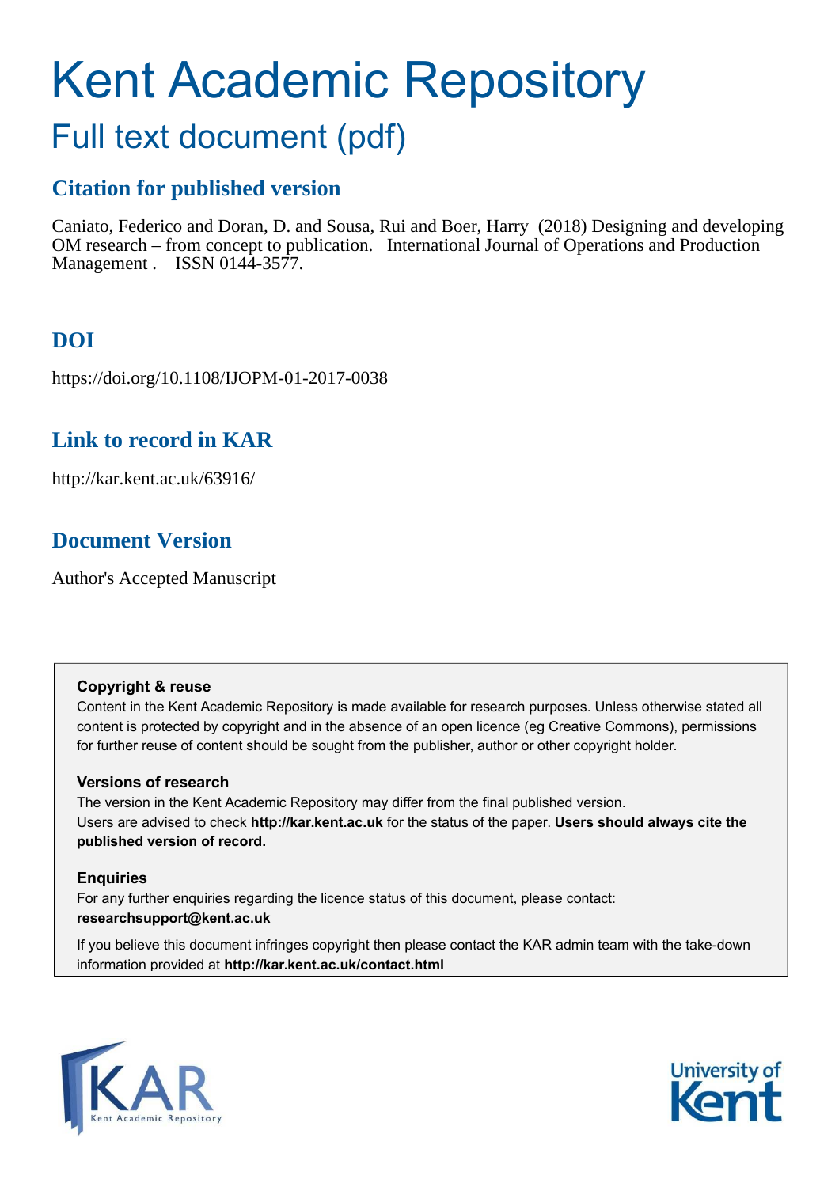# Kent Academic Repository

## Full text document (pdf)

### Citation for published version

Caniato, Federico and Doran, D. and Sousa, Rui and Boer, Harry (2018) Designing and developing OM research – from concept to publication. International Journal of Operations and Production Management . ISSN 0144-3577.

### DOI

https://doi.org/10.1108/IJOPM-01-2017-0038

### Link to record in KAR

http://kar.kent.ac.uk/63916/

### Document Version

Author's Accepted Manuscript

**Copyright & reuse**

Content in the Kent Academic Repository is made available for research purposes. Unless otherwise stated all content is protected by copyright and in the absence of an open licence (eg Creative Commons), permissions for further reuse of content should be sought from the publisher, author or other copyright holder.

**Versions of research**

The version in the Kent Academic Repository may differ from the final published version.
Users are advised to check **http://kar.kent.ac.uk** for the status of the paper. **Users should always cite the published version of record.**

**Enquiries**

For any further enquiries regarding the licence status of this document, please contact:
**researchsupport@kent.ac.uk**

If you believe this document infringes copyright then please contact the KAR admin team with the take-down information provided at **http://kar.kent.ac.uk/contact.html**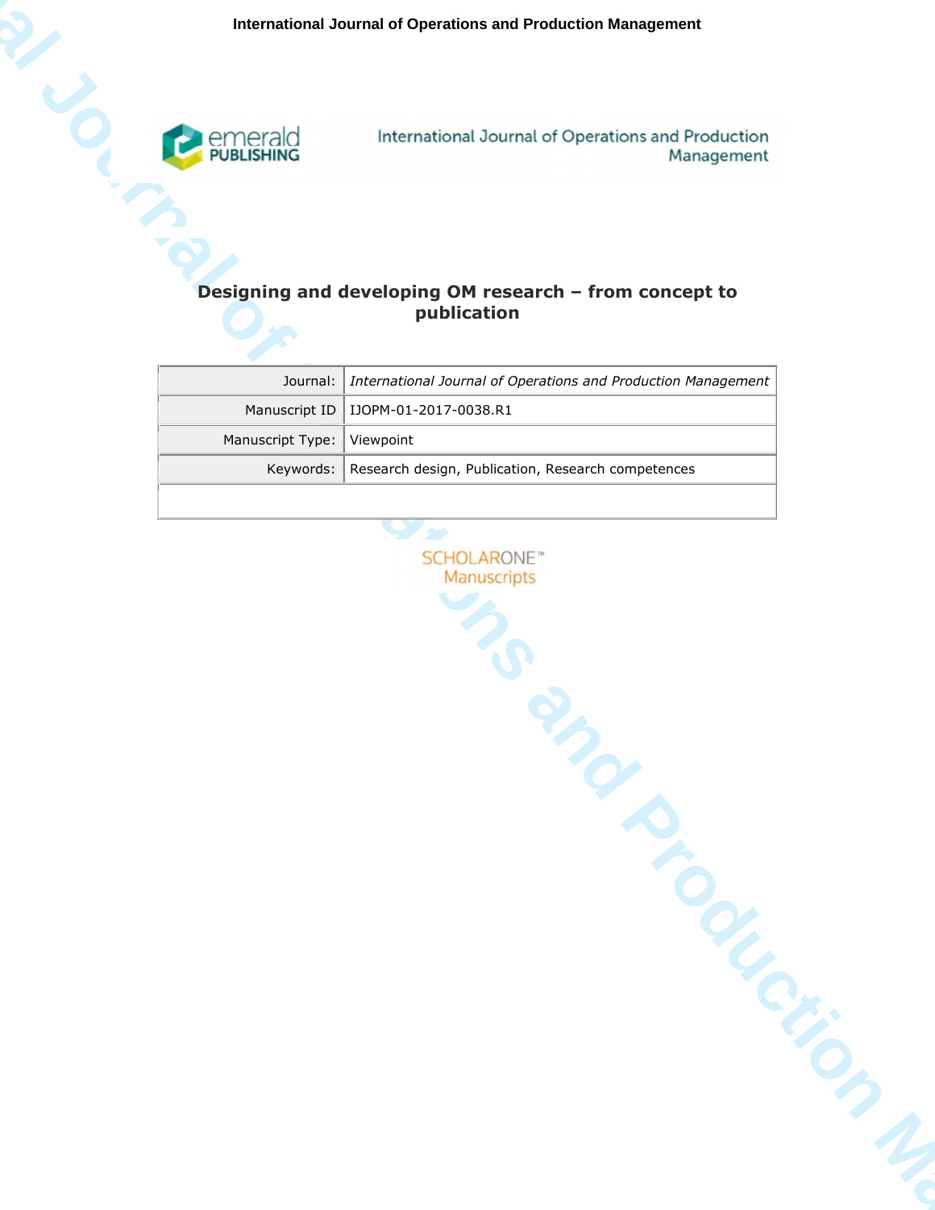# Designing and developing OM research – from concept to publication

| Journal: | *International Journal of Operations and Production Management* |
|---|---|
| Manuscript ID | IJOPM-01-2017-0038.R1 |
| Manuscript Type: | Viewpoint |
| Keywords: | Research design, Publication, Research competences |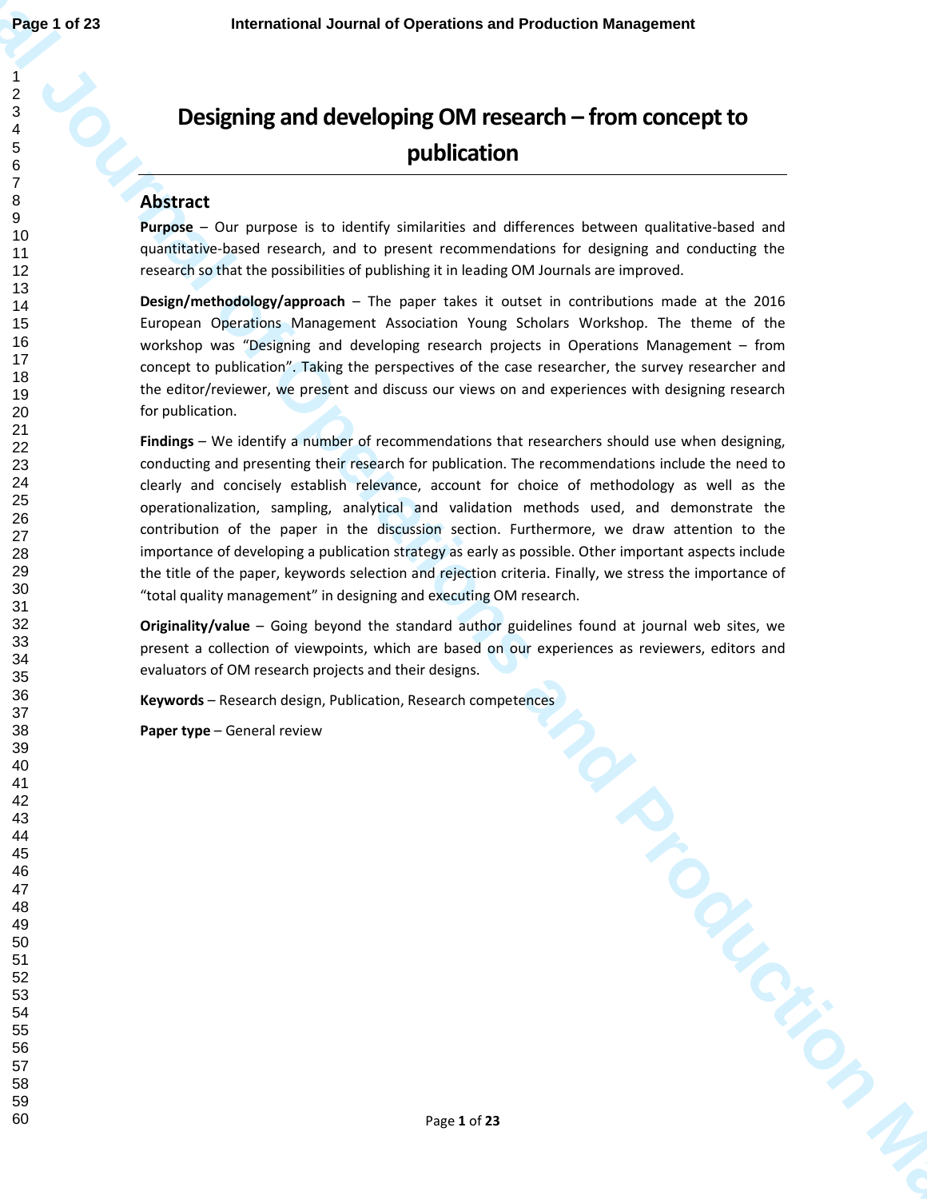# Designing and developing OM research – from concept to publication

## Abstract

**Purpose** – Our purpose is to identify similarities and differences between qualitative-based and quantitative-based research, and to present recommendations for designing and conducting the research so that the possibilities of publishing it in leading OM Journals are improved.

**Design/methodology/approach** – The paper takes it outset in contributions made at the 2016 European Operations Management Association Young Scholars Workshop. The theme of the workshop was "Designing and developing research projects in Operations Management – from concept to publication". Taking the perspectives of the case researcher, the survey researcher and the editor/reviewer, we present and discuss our views on and experiences with designing research for publication.

**Findings** – We identify a number of recommendations that researchers should use when designing, conducting and presenting their research for publication. The recommendations include the need to clearly and concisely establish relevance, account for choice of methodology as well as the operationalization, sampling, analytical and validation methods used, and demonstrate the contribution of the paper in the discussion section. Furthermore, we draw attention to the importance of developing a publication strategy as early as possible. Other important aspects include the title of the paper, keywords selection and rejection criteria. Finally, we stress the importance of "total quality management" in designing and executing OM research.

**Originality/value** – Going beyond the standard author guidelines found at journal web sites, we present a collection of viewpoints, which are based on our experiences as reviewers, editors and evaluators of OM research projects and their designs.

**Keywords** – Research design, Publication, Research competences

**Paper type** – General review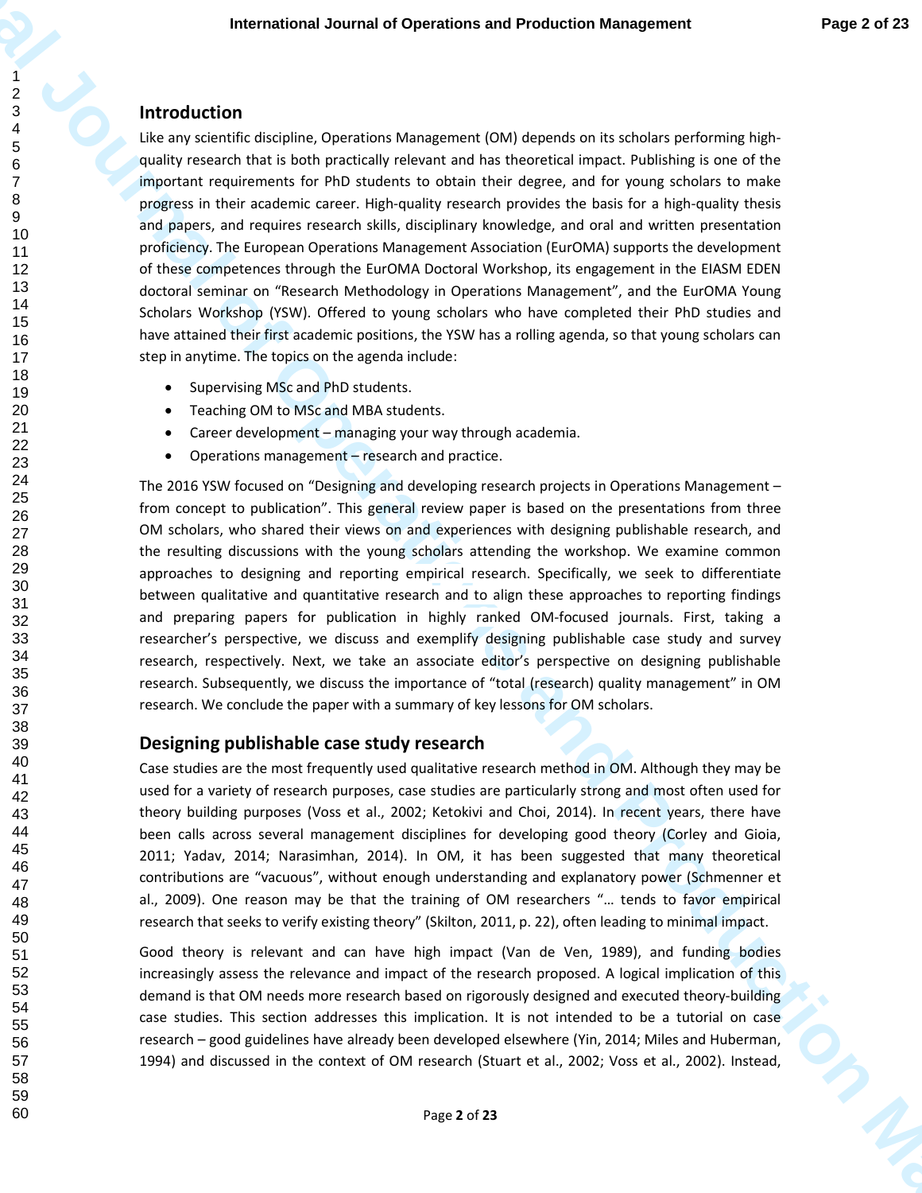## Introduction

Like any scientific discipline, Operations Management (OM) depends on its scholars performing high-quality research that is both practically relevant and has theoretical impact. Publishing is one of the important requirements for PhD students to obtain their degree, and for young scholars to make progress in their academic career. High-quality research provides the basis for a high-quality thesis and papers, and requires research skills, disciplinary knowledge, and oral and written presentation proficiency. The European Operations Management Association (EurOMA) supports the development of these competences through the EurOMA Doctoral Workshop, its engagement in the EIASM EDEN doctoral seminar on "Research Methodology in Operations Management", and the EurOMA Young Scholars Workshop (YSW). Offered to young scholars who have completed their PhD studies and have attained their first academic positions, the YSW has a rolling agenda, so that young scholars can step in anytime. The topics on the agenda include:

- Supervising MSc and PhD students.
- Teaching OM to MSc and MBA students.
- Career development – managing your way through academia.
- Operations management – research and practice.

The 2016 YSW focused on "Designing and developing research projects in Operations Management – from concept to publication". This general review paper is based on the presentations from three OM scholars, who shared their views on and experiences with designing publishable research, and the resulting discussions with the young scholars attending the workshop. We examine common approaches to designing and reporting empirical research. Specifically, we seek to differentiate between qualitative and quantitative research and to align these approaches to reporting findings and preparing papers for publication in highly ranked OM-focused journals. First, taking a researcher's perspective, we discuss and exemplify designing publishable case study and survey research, respectively. Next, we take an associate editor's perspective on designing publishable research. Subsequently, we discuss the importance of "total (research) quality management" in OM research. We conclude the paper with a summary of key lessons for OM scholars.

## Designing publishable case study research

Case studies are the most frequently used qualitative research method in OM. Although they may be used for a variety of research purposes, case studies are particularly strong and most often used for theory building purposes (Voss et al., 2002; Ketokivi and Choi, 2014). In recent years, there have been calls across several management disciplines for developing good theory (Corley and Gioia, 2011; Yadav, 2014; Narasimhan, 2014). In OM, it has been suggested that many theoretical contributions are "vacuous", without enough understanding and explanatory power (Schmenner et al., 2009). One reason may be that the training of OM researchers "… tends to favor empirical research that seeks to verify existing theory" (Skilton, 2011, p. 22), often leading to minimal impact.

Good theory is relevant and can have high impact (Van de Ven, 1989), and funding bodies increasingly assess the relevance and impact of the research proposed. A logical implication of this demand is that OM needs more research based on rigorously designed and executed theory-building case studies. This section addresses this implication. It is not intended to be a tutorial on case research – good guidelines have already been developed elsewhere (Yin, 2014; Miles and Huberman, 1994) and discussed in the context of OM research (Stuart et al., 2002; Voss et al., 2002). Instead,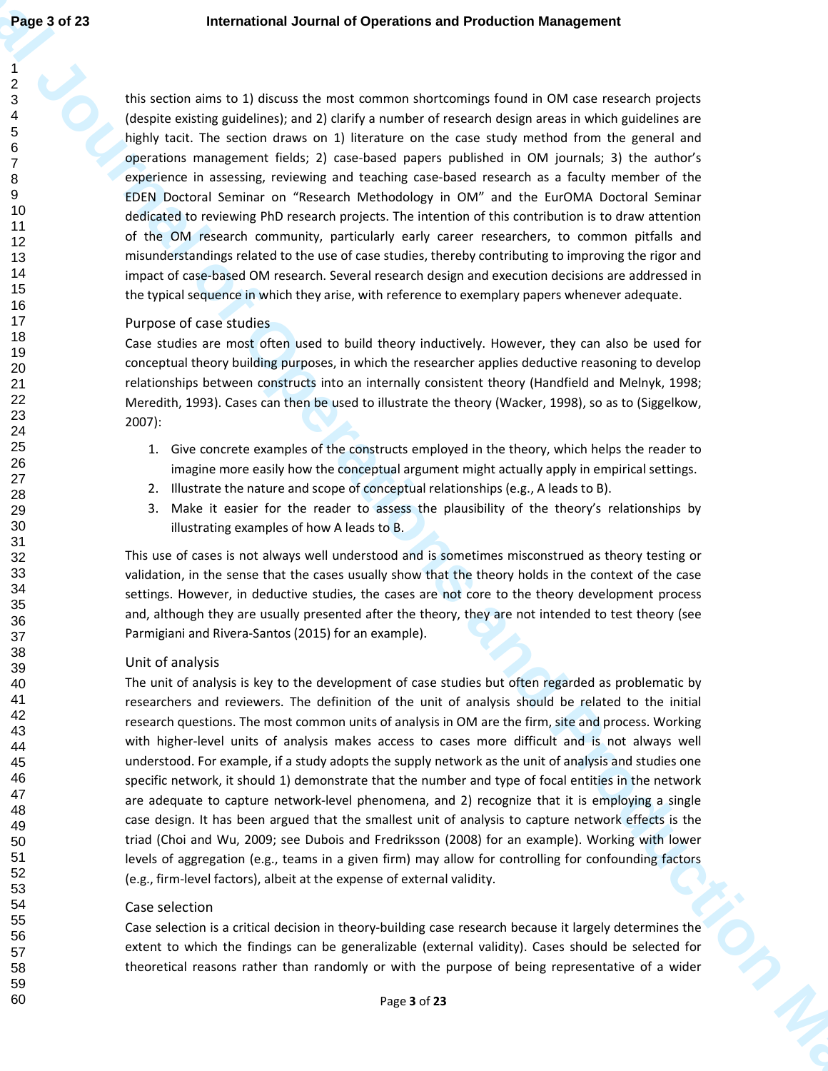this section aims to 1) discuss the most common shortcomings found in OM case research projects (despite existing guidelines); and 2) clarify a number of research design areas in which guidelines are highly tacit. The section draws on 1) literature on the case study method from the general and operations management fields; 2) case-based papers published in OM journals; 3) the author's experience in assessing, reviewing and teaching case-based research as a faculty member of the EDEN Doctoral Seminar on "Research Methodology in OM" and the EurOMA Doctoral Seminar dedicated to reviewing PhD research projects. The intention of this contribution is to draw attention of the OM research community, particularly early career researchers, to common pitfalls and misunderstandings related to the use of case studies, thereby contributing to improving the rigor and impact of case-based OM research. Several research design and execution decisions are addressed in the typical sequence in which they arise, with reference to exemplary papers whenever adequate.

### Purpose of case studies

Case studies are most often used to build theory inductively. However, they can also be used for conceptual theory building purposes, in which the researcher applies deductive reasoning to develop relationships between constructs into an internally consistent theory (Handfield and Melnyk, 1998; Meredith, 1993). Cases can then be used to illustrate the theory (Wacker, 1998), so as to (Siggelkow, 2007):

1. Give concrete examples of the constructs employed in the theory, which helps the reader to imagine more easily how the conceptual argument might actually apply in empirical settings.
2. Illustrate the nature and scope of conceptual relationships (e.g., A leads to B).
3. Make it easier for the reader to assess the plausibility of the theory's relationships by illustrating examples of how A leads to B.

This use of cases is not always well understood and is sometimes misconstrued as theory testing or validation, in the sense that the cases usually show that the theory holds in the context of the case settings. However, in deductive studies, the cases are not core to the theory development process and, although they are usually presented after the theory, they are not intended to test theory (see Parmigiani and Rivera-Santos (2015) for an example).

### Unit of analysis

The unit of analysis is key to the development of case studies but often regarded as problematic by researchers and reviewers. The definition of the unit of analysis should be related to the initial research questions. The most common units of analysis in OM are the firm, site and process. Working with higher-level units of analysis makes access to cases more difficult and is not always well understood. For example, if a study adopts the supply network as the unit of analysis and studies one specific network, it should 1) demonstrate that the number and type of focal entities in the network are adequate to capture network-level phenomena, and 2) recognize that it is employing a single case design. It has been argued that the smallest unit of analysis to capture network effects is the triad (Choi and Wu, 2009; see Dubois and Fredriksson (2008) for an example). Working with lower levels of aggregation (e.g., teams in a given firm) may allow for controlling for confounding factors (e.g., firm-level factors), albeit at the expense of external validity.

### Case selection

Case selection is a critical decision in theory-building case research because it largely determines the extent to which the findings can be generalizable (external validity). Cases should be selected for theoretical reasons rather than randomly or with the purpose of being representative of a wider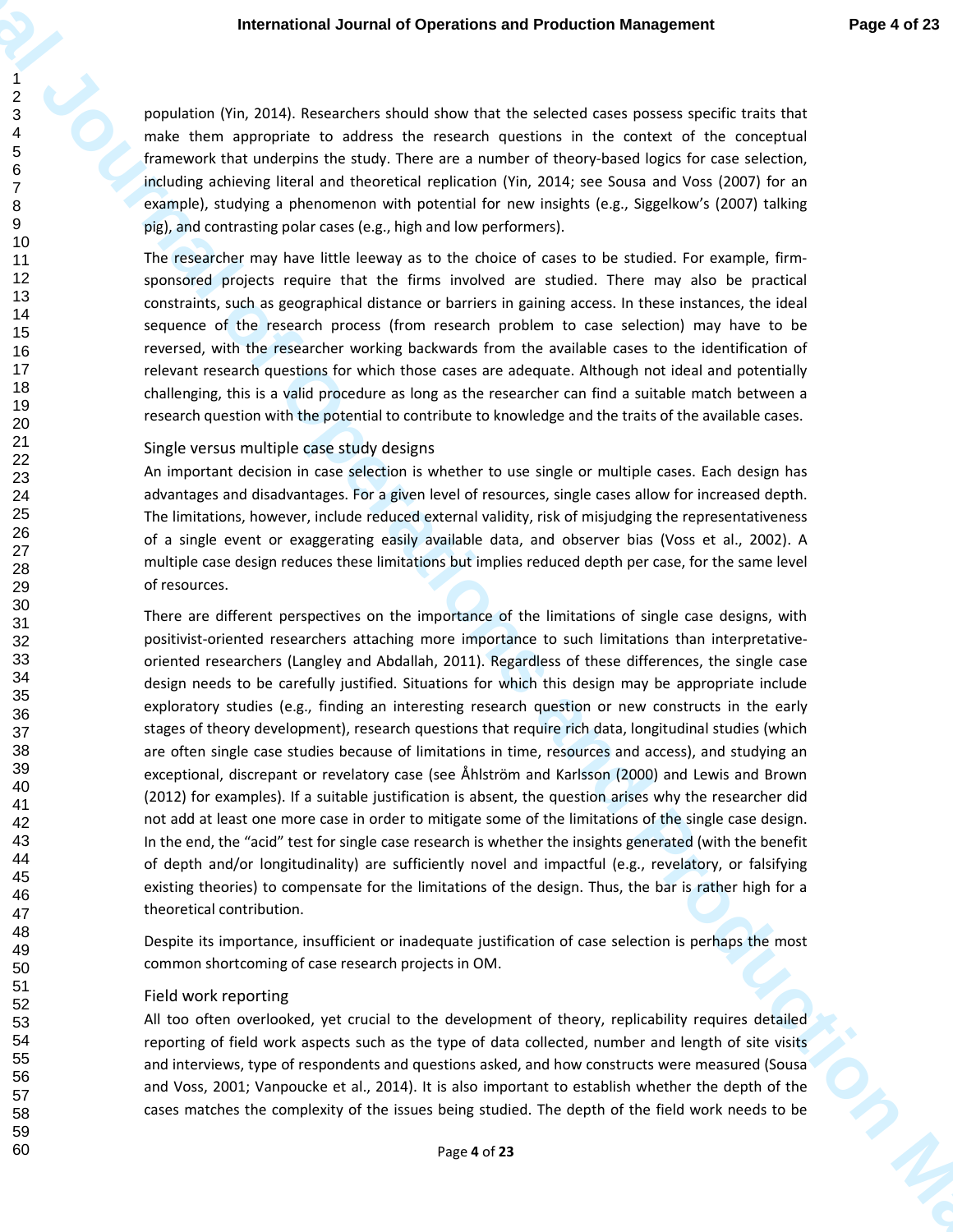population (Yin, 2014). Researchers should show that the selected cases possess specific traits that make them appropriate to address the research questions in the context of the conceptual framework that underpins the study. There are a number of theory-based logics for case selection, including achieving literal and theoretical replication (Yin, 2014; see Sousa and Voss (2007) for an example), studying a phenomenon with potential for new insights (e.g., Siggelkow's (2007) talking pig), and contrasting polar cases (e.g., high and low performers).

The researcher may have little leeway as to the choice of cases to be studied. For example, firm-sponsored projects require that the firms involved are studied. There may also be practical constraints, such as geographical distance or barriers in gaining access. In these instances, the ideal sequence of the research process (from research problem to case selection) may have to be reversed, with the researcher working backwards from the available cases to the identification of relevant research questions for which those cases are adequate. Although not ideal and potentially challenging, this is a valid procedure as long as the researcher can find a suitable match between a research question with the potential to contribute to knowledge and the traits of the available cases.

### Single versus multiple case study designs

An important decision in case selection is whether to use single or multiple cases. Each design has advantages and disadvantages. For a given level of resources, single cases allow for increased depth. The limitations, however, include reduced external validity, risk of misjudging the representativeness of a single event or exaggerating easily available data, and observer bias (Voss et al., 2002). A multiple case design reduces these limitations but implies reduced depth per case, for the same level of resources.

There are different perspectives on the importance of the limitations of single case designs, with positivist-oriented researchers attaching more importance to such limitations than interpretative-oriented researchers (Langley and Abdallah, 2011). Regardless of these differences, the single case design needs to be carefully justified. Situations for which this design may be appropriate include exploratory studies (e.g., finding an interesting research question or new constructs in the early stages of theory development), research questions that require rich data, longitudinal studies (which are often single case studies because of limitations in time, resources and access), and studying an exceptional, discrepant or revelatory case (see Åhlström and Karlsson (2000) and Lewis and Brown (2012) for examples). If a suitable justification is absent, the question arises why the researcher did not add at least one more case in order to mitigate some of the limitations of the single case design. In the end, the "acid" test for single case research is whether the insights generated (with the benefit of depth and/or longitudinality) are sufficiently novel and impactful (e.g., revelatory, or falsifying existing theories) to compensate for the limitations of the design. Thus, the bar is rather high for a theoretical contribution.

Despite its importance, insufficient or inadequate justification of case selection is perhaps the most common shortcoming of case research projects in OM.

### Field work reporting

All too often overlooked, yet crucial to the development of theory, replicability requires detailed reporting of field work aspects such as the type of data collected, number and length of site visits and interviews, type of respondents and questions asked, and how constructs were measured (Sousa and Voss, 2001; Vanpoucke et al., 2014). It is also important to establish whether the depth of the cases matches the complexity of the issues being studied. The depth of the field work needs to be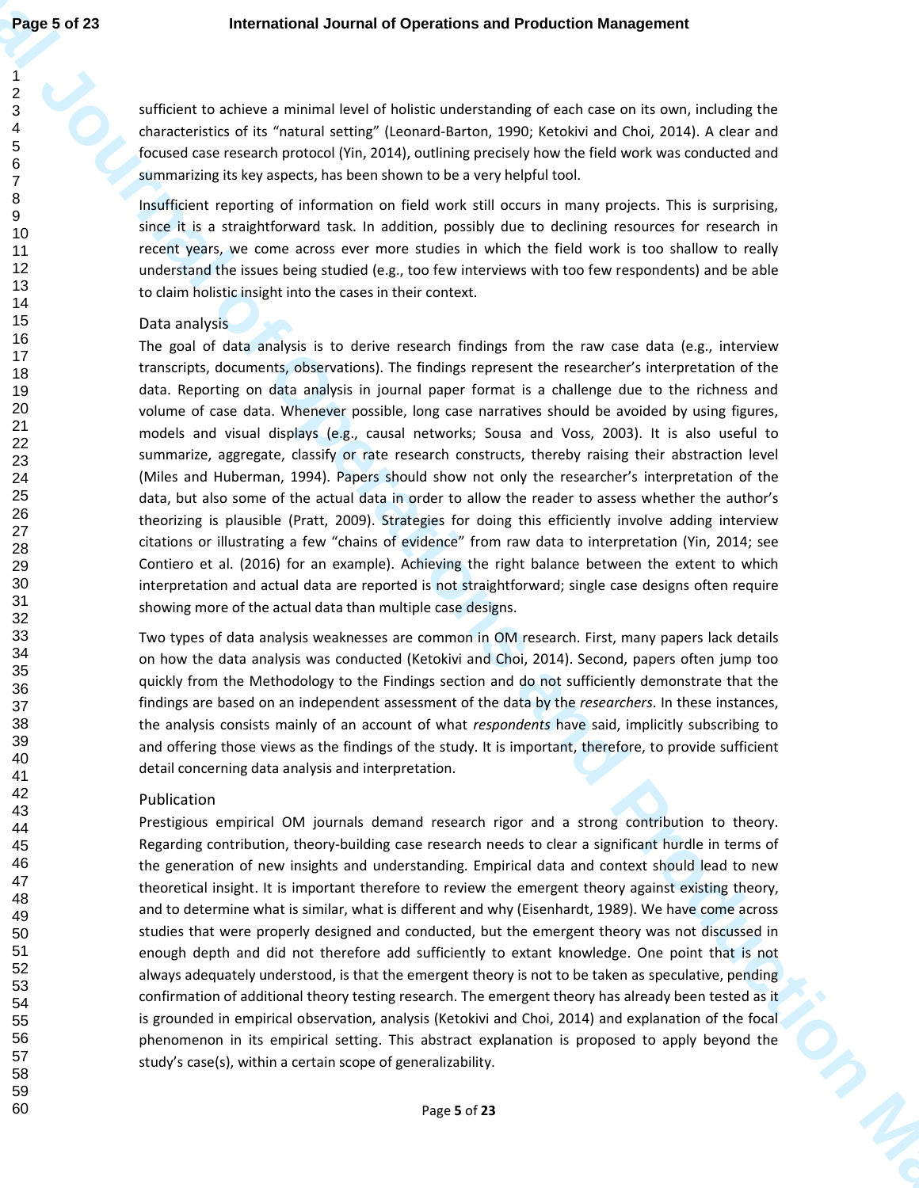sufficient to achieve a minimal level of holistic understanding of each case on its own, including the characteristics of its "natural setting" (Leonard-Barton, 1990; Ketokivi and Choi, 2014). A clear and focused case research protocol (Yin, 2014), outlining precisely how the field work was conducted and summarizing its key aspects, has been shown to be a very helpful tool.

Insufficient reporting of information on field work still occurs in many projects. This is surprising, since it is a straightforward task. In addition, possibly due to declining resources for research in recent years, we come across ever more studies in which the field work is too shallow to really understand the issues being studied (e.g., too few interviews with too few respondents) and be able to claim holistic insight into the cases in their context.

## Data analysis

The goal of data analysis is to derive research findings from the raw case data (e.g., interview transcripts, documents, observations). The findings represent the researcher's interpretation of the data. Reporting on data analysis in journal paper format is a challenge due to the richness and volume of case data. Whenever possible, long case narratives should be avoided by using figures, models and visual displays (e.g., causal networks; Sousa and Voss, 2003). It is also useful to summarize, aggregate, classify or rate research constructs, thereby raising their abstraction level (Miles and Huberman, 1994). Papers should show not only the researcher's interpretation of the data, but also some of the actual data in order to allow the reader to assess whether the author's theorizing is plausible (Pratt, 2009). Strategies for doing this efficiently involve adding interview citations or illustrating a few "chains of evidence" from raw data to interpretation (Yin, 2014; see Contiero et al. (2016) for an example). Achieving the right balance between the extent to which interpretation and actual data are reported is not straightforward; single case designs often require showing more of the actual data than multiple case designs.

Two types of data analysis weaknesses are common in OM research. First, many papers lack details on how the data analysis was conducted (Ketokivi and Choi, 2014). Second, papers often jump too quickly from the Methodology to the Findings section and do not sufficiently demonstrate that the findings are based on an independent assessment of the data by the *researchers*. In these instances, the analysis consists mainly of an account of what *respondents* have said, implicitly subscribing to and offering those views as the findings of the study. It is important, therefore, to provide sufficient detail concerning data analysis and interpretation.

## Publication

Prestigious empirical OM journals demand research rigor and a strong contribution to theory. Regarding contribution, theory-building case research needs to clear a significant hurdle in terms of the generation of new insights and understanding. Empirical data and context should lead to new theoretical insight. It is important therefore to review the emergent theory against existing theory, and to determine what is similar, what is different and why (Eisenhardt, 1989). We have come across studies that were properly designed and conducted, but the emergent theory was not discussed in enough depth and did not therefore add sufficiently to extant knowledge. One point that is not always adequately understood, is that the emergent theory is not to be taken as speculative, pending confirmation of additional theory testing research. The emergent theory has already been tested as it is grounded in empirical observation, analysis (Ketokivi and Choi, 2014) and explanation of the focal phenomenon in its empirical setting. This abstract explanation is proposed to apply beyond the study's case(s), within a certain scope of generalizability.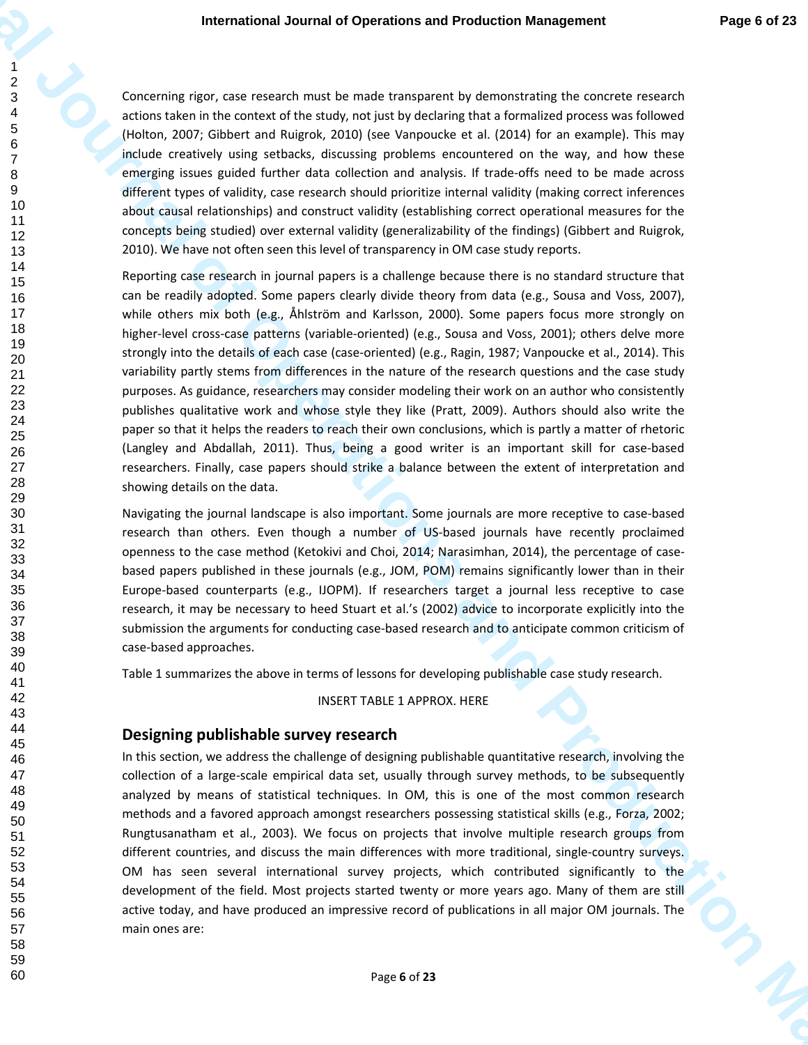Concerning rigor, case research must be made transparent by demonstrating the concrete research actions taken in the context of the study, not just by declaring that a formalized process was followed (Holton, 2007; Gibbert and Ruigrok, 2010) (see Vanpoucke et al. (2014) for an example). This may include creatively using setbacks, discussing problems encountered on the way, and how these emerging issues guided further data collection and analysis. If trade-offs need to be made across different types of validity, case research should prioritize internal validity (making correct inferences about causal relationships) and construct validity (establishing correct operational measures for the concepts being studied) over external validity (generalizability of the findings) (Gibbert and Ruigrok, 2010). We have not often seen this level of transparency in OM case study reports.

Reporting case research in journal papers is a challenge because there is no standard structure that can be readily adopted. Some papers clearly divide theory from data (e.g., Sousa and Voss, 2007), while others mix both (e.g., Åhlström and Karlsson, 2000). Some papers focus more strongly on higher-level cross-case patterns (variable-oriented) (e.g., Sousa and Voss, 2001); others delve more strongly into the details of each case (case-oriented) (e.g., Ragin, 1987; Vanpoucke et al., 2014). This variability partly stems from differences in the nature of the research questions and the case study purposes. As guidance, researchers may consider modeling their work on an author who consistently publishes qualitative work and whose style they like (Pratt, 2009). Authors should also write the paper so that it helps the readers to reach their own conclusions, which is partly a matter of rhetoric (Langley and Abdallah, 2011). Thus, being a good writer is an important skill for case-based researchers. Finally, case papers should strike a balance between the extent of interpretation and showing details on the data.

Navigating the journal landscape is also important. Some journals are more receptive to case-based research than others. Even though a number of US-based journals have recently proclaimed openness to the case method (Ketokivi and Choi, 2014; Narasimhan, 2014), the percentage of case-based papers published in these journals (e.g., JOM, POM) remains significantly lower than in their Europe-based counterparts (e.g., IJOPM). If researchers target a journal less receptive to case research, it may be necessary to heed Stuart et al.'s (2002) advice to incorporate explicitly into the submission the arguments for conducting case-based research and to anticipate common criticism of case-based approaches.

Table 1 summarizes the above in terms of lessons for developing publishable case study research.

INSERT TABLE 1 APPROX. HERE

## Designing publishable survey research

In this section, we address the challenge of designing publishable quantitative research, involving the collection of a large-scale empirical data set, usually through survey methods, to be subsequently analyzed by means of statistical techniques. In OM, this is one of the most common research methods and a favored approach amongst researchers possessing statistical skills (e.g., Forza, 2002; Rungtusanatham et al., 2003). We focus on projects that involve multiple research groups from different countries, and discuss the main differences with more traditional, single-country surveys. OM has seen several international survey projects, which contributed significantly to the development of the field. Most projects started twenty or more years ago. Many of them are still active today, and have produced an impressive record of publications in all major OM journals. The main ones are: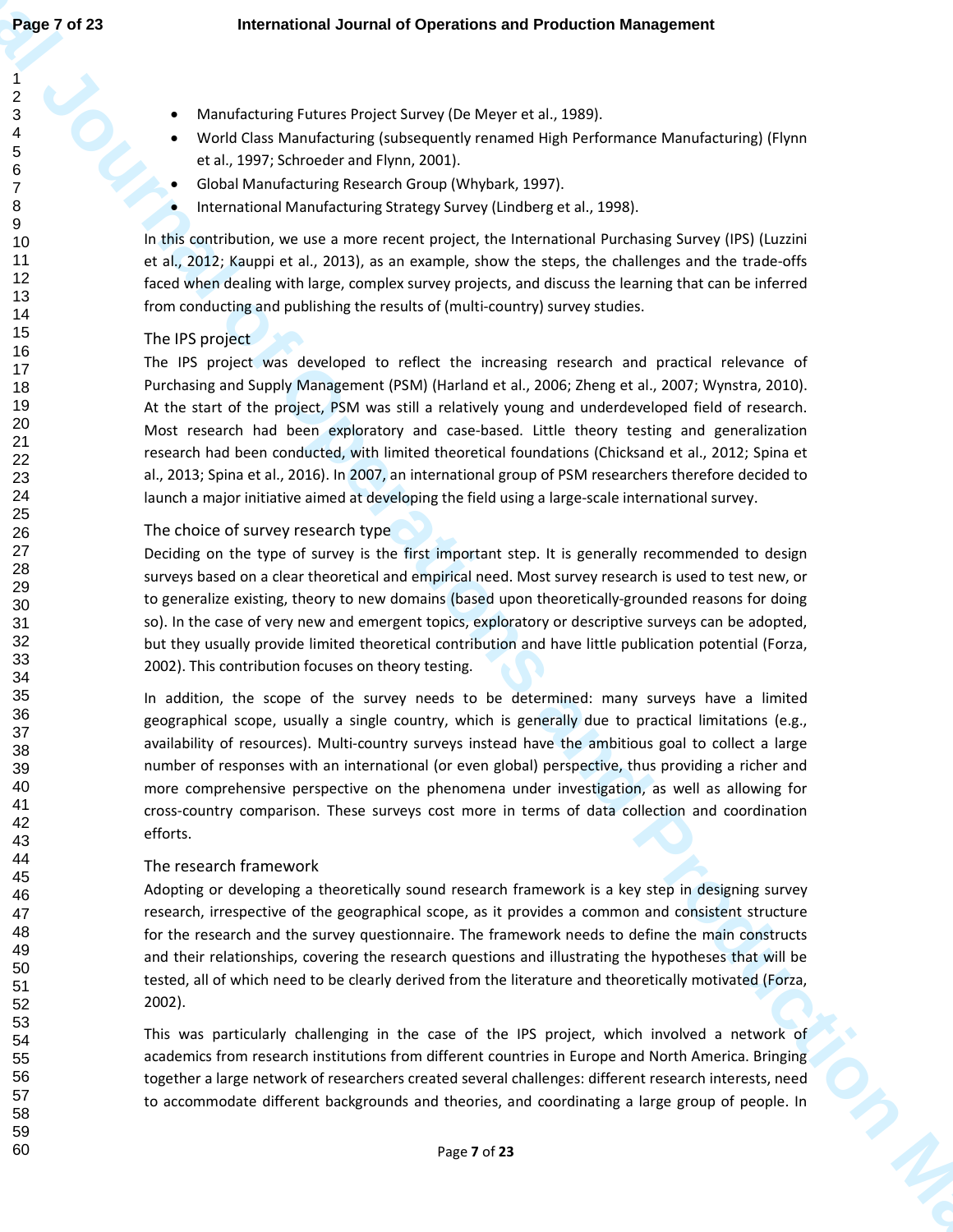- Manufacturing Futures Project Survey (De Meyer et al., 1989).
- World Class Manufacturing (subsequently renamed High Performance Manufacturing) (Flynn et al., 1997; Schroeder and Flynn, 2001).
- Global Manufacturing Research Group (Whybark, 1997).
- International Manufacturing Strategy Survey (Lindberg et al., 1998).

In this contribution, we use a more recent project, the International Purchasing Survey (IPS) (Luzzini et al., 2012; Kauppi et al., 2013), as an example, show the steps, the challenges and the trade-offs faced when dealing with large, complex survey projects, and discuss the learning that can be inferred from conducting and publishing the results of (multi-country) survey studies.

## The IPS project

The IPS project was developed to reflect the increasing research and practical relevance of Purchasing and Supply Management (PSM) (Harland et al., 2006; Zheng et al., 2007; Wynstra, 2010). At the start of the project, PSM was still a relatively young and underdeveloped field of research. Most research had been exploratory and case-based. Little theory testing and generalization research had been conducted, with limited theoretical foundations (Chicksand et al., 2012; Spina et al., 2013; Spina et al., 2016). In 2007, an international group of PSM researchers therefore decided to launch a major initiative aimed at developing the field using a large-scale international survey.

## The choice of survey research type

Deciding on the type of survey is the first important step. It is generally recommended to design surveys based on a clear theoretical and empirical need. Most survey research is used to test new, or to generalize existing, theory to new domains (based upon theoretically-grounded reasons for doing so). In the case of very new and emergent topics, exploratory or descriptive surveys can be adopted, but they usually provide limited theoretical contribution and have little publication potential (Forza, 2002). This contribution focuses on theory testing.

In addition, the scope of the survey needs to be determined: many surveys have a limited geographical scope, usually a single country, which is generally due to practical limitations (e.g., availability of resources). Multi-country surveys instead have the ambitious goal to collect a large number of responses with an international (or even global) perspective, thus providing a richer and more comprehensive perspective on the phenomena under investigation, as well as allowing for cross-country comparison. These surveys cost more in terms of data collection and coordination efforts.

## The research framework

Adopting or developing a theoretically sound research framework is a key step in designing survey research, irrespective of the geographical scope, as it provides a common and consistent structure for the research and the survey questionnaire. The framework needs to define the main constructs and their relationships, covering the research questions and illustrating the hypotheses that will be tested, all of which need to be clearly derived from the literature and theoretically motivated (Forza, 2002).

This was particularly challenging in the case of the IPS project, which involved a network of academics from research institutions from different countries in Europe and North America. Bringing together a large network of researchers created several challenges: different research interests, need to accommodate different backgrounds and theories, and coordinating a large group of people. In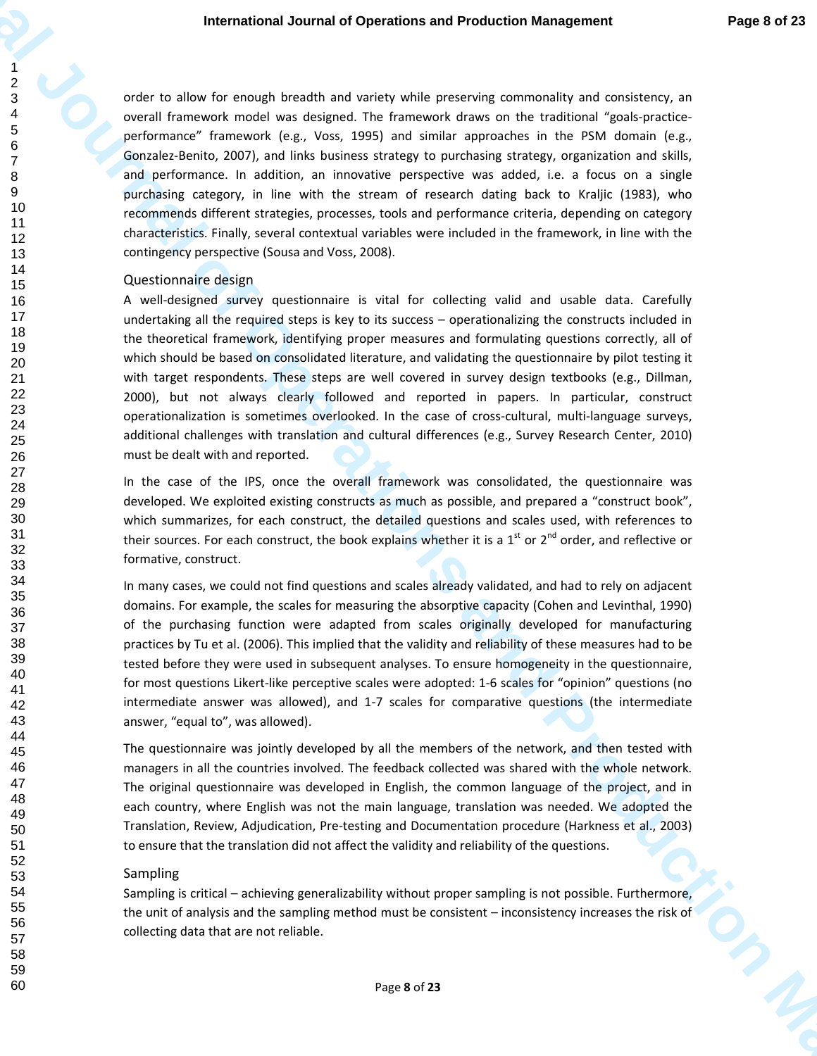order to allow for enough breadth and variety while preserving commonality and consistency, an overall framework model was designed. The framework draws on the traditional "goals-practice-performance" framework (e.g., Voss, 1995) and similar approaches in the PSM domain (e.g., Gonzalez-Benito, 2007), and links business strategy to purchasing strategy, organization and skills, and performance. In addition, an innovative perspective was added, i.e. a focus on a single purchasing category, in line with the stream of research dating back to Kraljic (1983), who recommends different strategies, processes, tools and performance criteria, depending on category characteristics. Finally, several contextual variables were included in the framework, in line with the contingency perspective (Sousa and Voss, 2008).

## Questionnaire design

A well-designed survey questionnaire is vital for collecting valid and usable data. Carefully undertaking all the required steps is key to its success – operationalizing the constructs included in the theoretical framework, identifying proper measures and formulating questions correctly, all of which should be based on consolidated literature, and validating the questionnaire by pilot testing it with target respondents. These steps are well covered in survey design textbooks (e.g., Dillman, 2000), but not always clearly followed and reported in papers. In particular, construct operationalization is sometimes overlooked. In the case of cross-cultural, multi-language surveys, additional challenges with translation and cultural differences (e.g., Survey Research Center, 2010) must be dealt with and reported.

In the case of the IPS, once the overall framework was consolidated, the questionnaire was developed. We exploited existing constructs as much as possible, and prepared a "construct book", which summarizes, for each construct, the detailed questions and scales used, with references to their sources. For each construct, the book explains whether it is a 1st or 2nd order, and reflective or formative, construct.

In many cases, we could not find questions and scales already validated, and had to rely on adjacent domains. For example, the scales for measuring the absorptive capacity (Cohen and Levinthal, 1990) of the purchasing function were adapted from scales originally developed for manufacturing practices by Tu et al. (2006). This implied that the validity and reliability of these measures had to be tested before they were used in subsequent analyses. To ensure homogeneity in the questionnaire, for most questions Likert-like perceptive scales were adopted: 1-6 scales for "opinion" questions (no intermediate answer was allowed), and 1-7 scales for comparative questions (the intermediate answer, "equal to", was allowed).

The questionnaire was jointly developed by all the members of the network, and then tested with managers in all the countries involved. The feedback collected was shared with the whole network. The original questionnaire was developed in English, the common language of the project, and in each country, where English was not the main language, translation was needed. We adopted the Translation, Review, Adjudication, Pre-testing and Documentation procedure (Harkness et al., 2003) to ensure that the translation did not affect the validity and reliability of the questions.

## Sampling

Sampling is critical – achieving generalizability without proper sampling is not possible. Furthermore, the unit of analysis and the sampling method must be consistent – inconsistency increases the risk of collecting data that are not reliable.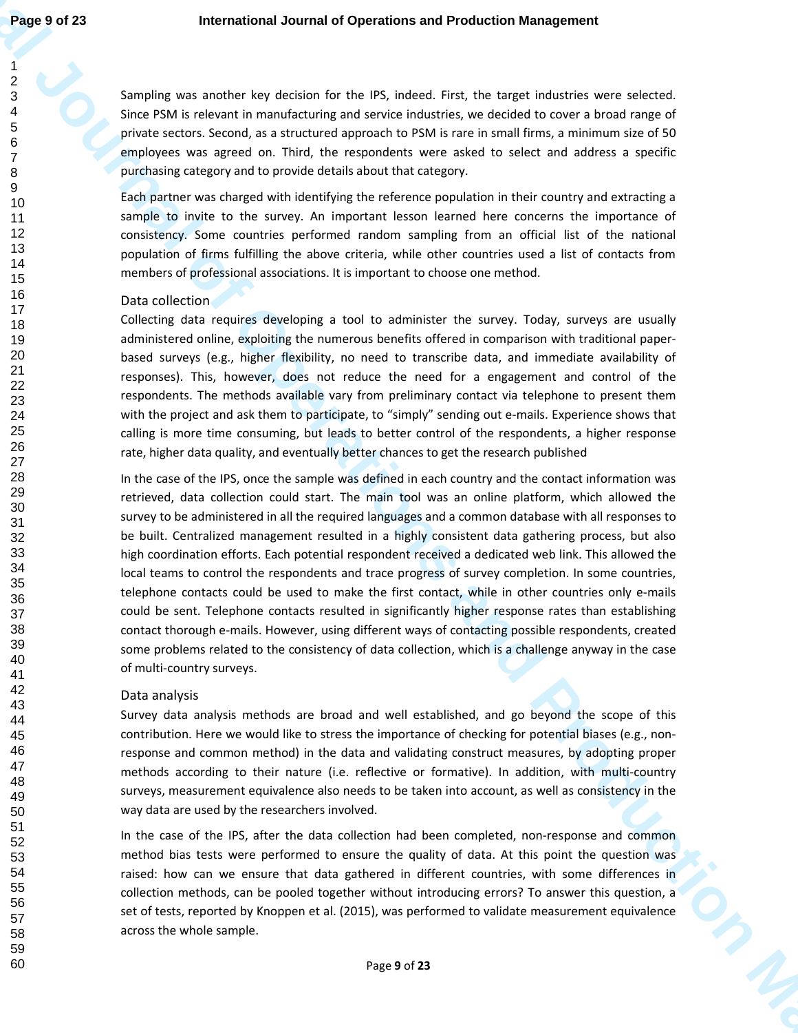Sampling was another key decision for the IPS, indeed. First, the target industries were selected. Since PSM is relevant in manufacturing and service industries, we decided to cover a broad range of private sectors. Second, as a structured approach to PSM is rare in small firms, a minimum size of 50 employees was agreed on. Third, the respondents were asked to select and address a specific purchasing category and to provide details about that category.

Each partner was charged with identifying the reference population in their country and extracting a sample to invite to the survey. An important lesson learned here concerns the importance of consistency. Some countries performed random sampling from an official list of the national population of firms fulfilling the above criteria, while other countries used a list of contacts from members of professional associations. It is important to choose one method.

### Data collection

Collecting data requires developing a tool to administer the survey. Today, surveys are usually administered online, exploiting the numerous benefits offered in comparison with traditional paper-based surveys (e.g., higher flexibility, no need to transcribe data, and immediate availability of responses). This, however, does not reduce the need for a engagement and control of the respondents. The methods available vary from preliminary contact via telephone to present them with the project and ask them to participate, to "simply" sending out e-mails. Experience shows that calling is more time consuming, but leads to better control of the respondents, a higher response rate, higher data quality, and eventually better chances to get the research published

In the case of the IPS, once the sample was defined in each country and the contact information was retrieved, data collection could start. The main tool was an online platform, which allowed the survey to be administered in all the required languages and a common database with all responses to be built. Centralized management resulted in a highly consistent data gathering process, but also high coordination efforts. Each potential respondent received a dedicated web link. This allowed the local teams to control the respondents and trace progress of survey completion. In some countries, telephone contacts could be used to make the first contact, while in other countries only e-mails could be sent. Telephone contacts resulted in significantly higher response rates than establishing contact thorough e-mails. However, using different ways of contacting possible respondents, created some problems related to the consistency of data collection, which is a challenge anyway in the case of multi-country surveys.

### Data analysis

Survey data analysis methods are broad and well established, and go beyond the scope of this contribution. Here we would like to stress the importance of checking for potential biases (e.g., non-response and common method) in the data and validating construct measures, by adopting proper methods according to their nature (i.e. reflective or formative). In addition, with multi-country surveys, measurement equivalence also needs to be taken into account, as well as consistency in the way data are used by the researchers involved.

In the case of the IPS, after the data collection had been completed, non-response and common method bias tests were performed to ensure the quality of data. At this point the question was raised: how can we ensure that data gathered in different countries, with some differences in collection methods, can be pooled together without introducing errors? To answer this question, a set of tests, reported by Knoppen et al. (2015), was performed to validate measurement equivalence across the whole sample.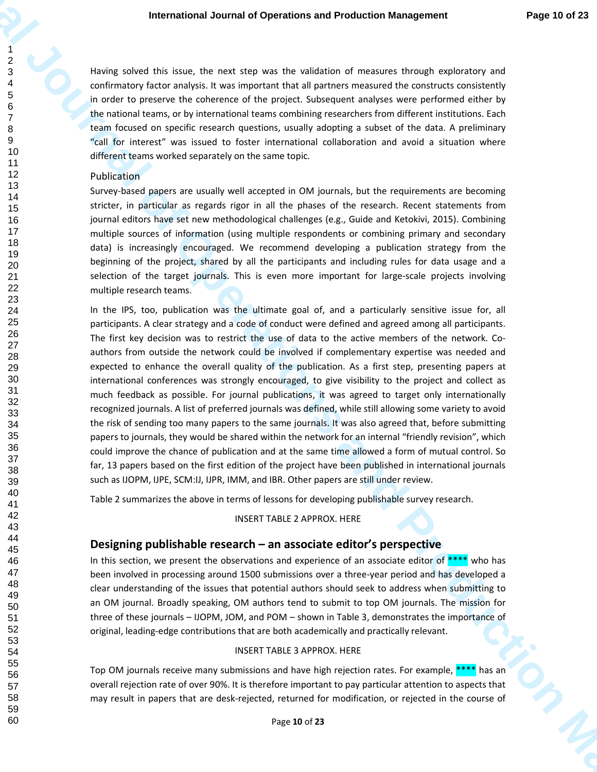Having solved this issue, the next step was the validation of measures through exploratory and confirmatory factor analysis. It was important that all partners measured the constructs consistently in order to preserve the coherence of the project. Subsequent analyses were performed either by the national teams, or by international teams combining researchers from different institutions. Each team focused on specific research questions, usually adopting a subset of the data. A preliminary "call for interest" was issued to foster international collaboration and avoid a situation where different teams worked separately on the same topic.

### Publication

Survey-based papers are usually well accepted in OM journals, but the requirements are becoming stricter, in particular as regards rigor in all the phases of the research. Recent statements from journal editors have set new methodological challenges (e.g., Guide and Ketokivi, 2015). Combining multiple sources of information (using multiple respondents or combining primary and secondary data) is increasingly encouraged. We recommend developing a publication strategy from the beginning of the project, shared by all the participants and including rules for data usage and a selection of the target journals. This is even more important for large-scale projects involving multiple research teams.

In the IPS, too, publication was the ultimate goal of, and a particularly sensitive issue for, all participants. A clear strategy and a code of conduct were defined and agreed among all participants. The first key decision was to restrict the use of data to the active members of the network. Co-authors from outside the network could be involved if complementary expertise was needed and expected to enhance the overall quality of the publication. As a first step, presenting papers at international conferences was strongly encouraged, to give visibility to the project and collect as much feedback as possible. For journal publications, it was agreed to target only internationally recognized journals. A list of preferred journals was defined, while still allowing some variety to avoid the risk of sending too many papers to the same journals. It was also agreed that, before submitting papers to journals, they would be shared within the network for an internal "friendly revision", which could improve the chance of publication and at the same time allowed a form of mutual control. So far, 13 papers based on the first edition of the project have been published in international journals such as IJOPM, IJPE, SCM:IJ, IJPR, IMM, and IBR. Other papers are still under review.

Table 2 summarizes the above in terms of lessons for developing publishable survey research.

INSERT TABLE 2 APPROX. HERE

## Designing publishable research – an associate editor's perspective

In this section, we present the observations and experience of an associate editor of **** who has been involved in processing around 1500 submissions over a three-year period and has developed a clear understanding of the issues that potential authors should seek to address when submitting to an OM journal. Broadly speaking, OM authors tend to submit to top OM journals. The mission for three of these journals – IJOPM, JOM, and POM – shown in Table 3, demonstrates the importance of original, leading-edge contributions that are both academically and practically relevant.

INSERT TABLE 3 APPROX. HERE

Top OM journals receive many submissions and have high rejection rates. For example, **** has an overall rejection rate of over 90%. It is therefore important to pay particular attention to aspects that may result in papers that are desk-rejected, returned for modification, or rejected in the course of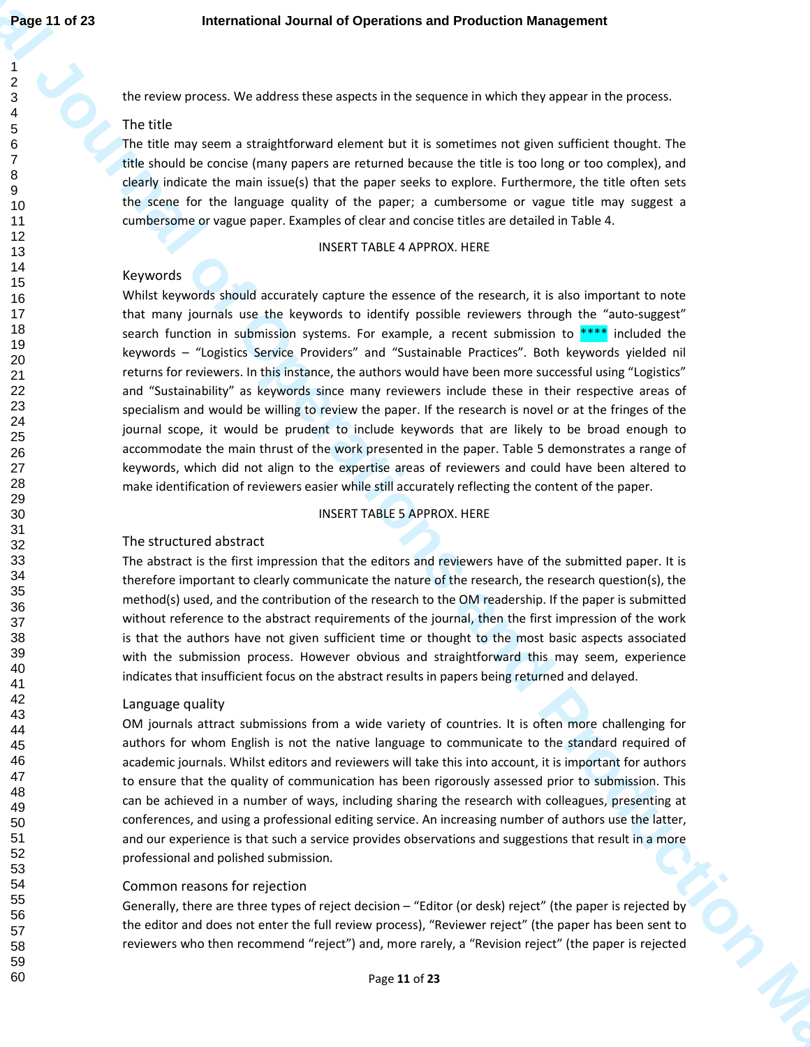the review process. We address these aspects in the sequence in which they appear in the process.

### The title

The title may seem a straightforward element but it is sometimes not given sufficient thought. The title should be concise (many papers are returned because the title is too long or too complex), and clearly indicate the main issue(s) that the paper seeks to explore. Furthermore, the title often sets the scene for the language quality of the paper; a cumbersome or vague title may suggest a cumbersome or vague paper. Examples of clear and concise titles are detailed in Table 4.

INSERT TABLE 4 APPROX. HERE

### Keywords

Whilst keywords should accurately capture the essence of the research, it is also important to note that many journals use the keywords to identify possible reviewers through the "auto-suggest" search function in submission systems. For example, a recent submission to **** included the keywords – "Logistics Service Providers" and "Sustainable Practices". Both keywords yielded nil returns for reviewers. In this instance, the authors would have been more successful using "Logistics" and "Sustainability" as keywords since many reviewers include these in their respective areas of specialism and would be willing to review the paper. If the research is novel or at the fringes of the journal scope, it would be prudent to include keywords that are likely to be broad enough to accommodate the main thrust of the work presented in the paper. Table 5 demonstrates a range of keywords, which did not align to the expertise areas of reviewers and could have been altered to make identification of reviewers easier while still accurately reflecting the content of the paper.

INSERT TABLE 5 APPROX. HERE

### The structured abstract

The abstract is the first impression that the editors and reviewers have of the submitted paper. It is therefore important to clearly communicate the nature of the research, the research question(s), the method(s) used, and the contribution of the research to the OM readership. If the paper is submitted without reference to the abstract requirements of the journal, then the first impression of the work is that the authors have not given sufficient time or thought to the most basic aspects associated with the submission process. However obvious and straightforward this may seem, experience indicates that insufficient focus on the abstract results in papers being returned and delayed.

### Language quality

OM journals attract submissions from a wide variety of countries. It is often more challenging for authors for whom English is not the native language to communicate to the standard required of academic journals. Whilst editors and reviewers will take this into account, it is important for authors to ensure that the quality of communication has been rigorously assessed prior to submission. This can be achieved in a number of ways, including sharing the research with colleagues, presenting at conferences, and using a professional editing service. An increasing number of authors use the latter, and our experience is that such a service provides observations and suggestions that result in a more professional and polished submission.

### Common reasons for rejection

Generally, there are three types of reject decision – "Editor (or desk) reject" (the paper is rejected by the editor and does not enter the full review process), "Reviewer reject" (the paper has been sent to reviewers who then recommend "reject") and, more rarely, a "Revision reject" (the paper is rejected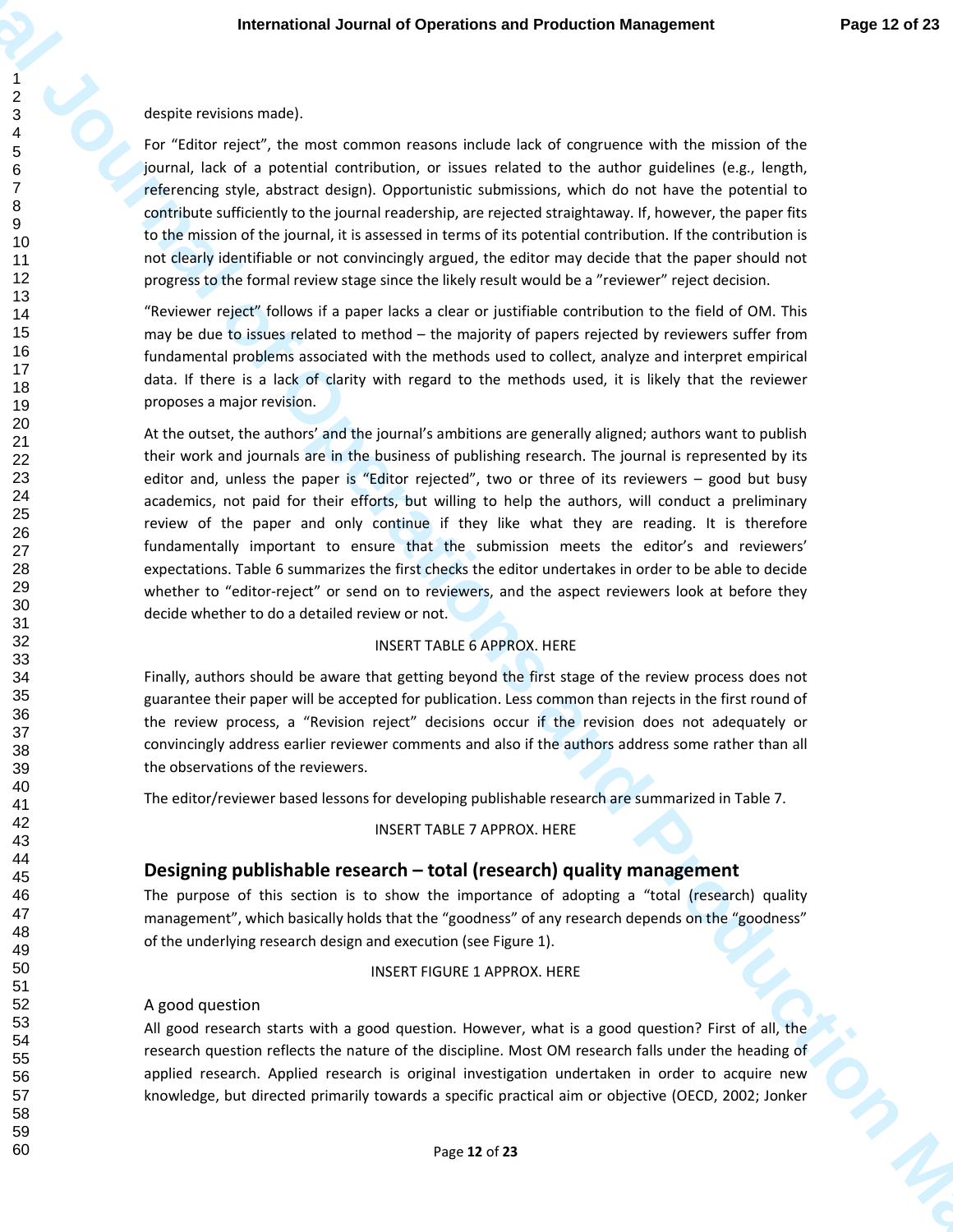despite revisions made).

For "Editor reject", the most common reasons include lack of congruence with the mission of the journal, lack of a potential contribution, or issues related to the author guidelines (e.g., length, referencing style, abstract design). Opportunistic submissions, which do not have the potential to contribute sufficiently to the journal readership, are rejected straightaway. If, however, the paper fits to the mission of the journal, it is assessed in terms of its potential contribution. If the contribution is not clearly identifiable or not convincingly argued, the editor may decide that the paper should not progress to the formal review stage since the likely result would be a "reviewer" reject decision.

"Reviewer reject" follows if a paper lacks a clear or justifiable contribution to the field of OM. This may be due to issues related to method – the majority of papers rejected by reviewers suffer from fundamental problems associated with the methods used to collect, analyze and interpret empirical data. If there is a lack of clarity with regard to the methods used, it is likely that the reviewer proposes a major revision.

At the outset, the authors' and the journal's ambitions are generally aligned; authors want to publish their work and journals are in the business of publishing research. The journal is represented by its editor and, unless the paper is "Editor rejected", two or three of its reviewers – good but busy academics, not paid for their efforts, but willing to help the authors, will conduct a preliminary review of the paper and only continue if they like what they are reading. It is therefore fundamentally important to ensure that the submission meets the editor's and reviewers' expectations. Table 6 summarizes the first checks the editor undertakes in order to be able to decide whether to "editor-reject" or send on to reviewers, and the aspect reviewers look at before they decide whether to do a detailed review or not.

INSERT TABLE 6 APPROX. HERE

Finally, authors should be aware that getting beyond the first stage of the review process does not guarantee their paper will be accepted for publication. Less common than rejects in the first round of the review process, a "Revision reject" decisions occur if the revision does not adequately or convincingly address earlier reviewer comments and also if the authors address some rather than all the observations of the reviewers.

The editor/reviewer based lessons for developing publishable research are summarized in Table 7.

INSERT TABLE 7 APPROX. HERE

## Designing publishable research – total (research) quality management

The purpose of this section is to show the importance of adopting a "total (research) quality management", which basically holds that the "goodness" of any research depends on the "goodness" of the underlying research design and execution (see Figure 1).

INSERT FIGURE 1 APPROX. HERE

### A good question

All good research starts with a good question. However, what is a good question? First of all, the research question reflects the nature of the discipline. Most OM research falls under the heading of applied research. Applied research is original investigation undertaken in order to acquire new knowledge, but directed primarily towards a specific practical aim or objective (OECD, 2002; Jonker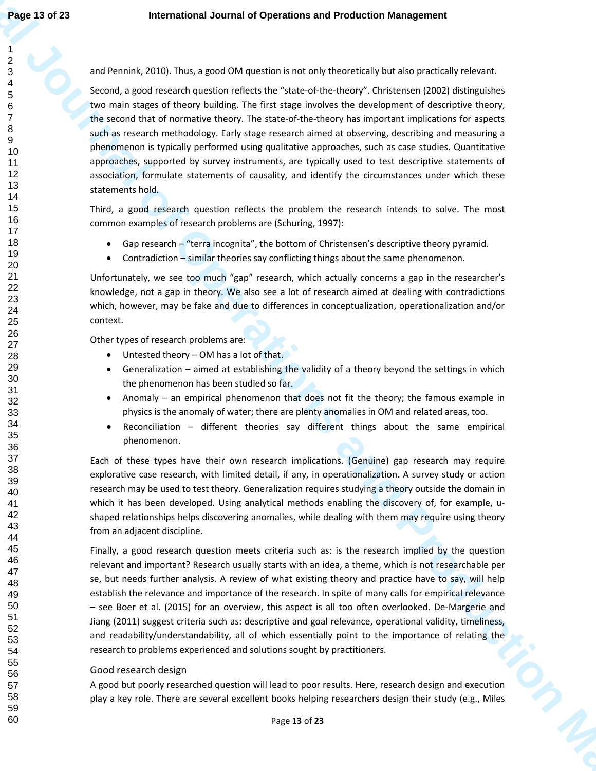and Pennink, 2010). Thus, a good OM question is not only theoretically but also practically relevant.

Second, a good research question reflects the "state-of-the-theory". Christensen (2002) distinguishes two main stages of theory building. The first stage involves the development of descriptive theory, the second that of normative theory. The state-of-the-theory has important implications for aspects such as research methodology. Early stage research aimed at observing, describing and measuring a phenomenon is typically performed using qualitative approaches, such as case studies. Quantitative approaches, supported by survey instruments, are typically used to test descriptive statements of association, formulate statements of causality, and identify the circumstances under which these statements hold.

Third, a good research question reflects the problem the research intends to solve. The most common examples of research problems are (Schuring, 1997):

- Gap research – "terra incognita", the bottom of Christensen's descriptive theory pyramid.
- Contradiction – similar theories say conflicting things about the same phenomenon.

Unfortunately, we see too much "gap" research, which actually concerns a gap in the researcher's knowledge, not a gap in theory. We also see a lot of research aimed at dealing with contradictions which, however, may be fake and due to differences in conceptualization, operationalization and/or context.

Other types of research problems are:

- Untested theory – OM has a lot of that.
- Generalization – aimed at establishing the validity of a theory beyond the settings in which the phenomenon has been studied so far.
- Anomaly – an empirical phenomenon that does not fit the theory; the famous example in physics is the anomaly of water; there are plenty anomalies in OM and related areas, too.
- Reconciliation – different theories say different things about the same empirical phenomenon.

Each of these types have their own research implications. (Genuine) gap research may require explorative case research, with limited detail, if any, in operationalization. A survey study or action research may be used to test theory. Generalization requires studying a theory outside the domain in which it has been developed. Using analytical methods enabling the discovery of, for example, u-shaped relationships helps discovering anomalies, while dealing with them may require using theory from an adjacent discipline.

Finally, a good research question meets criteria such as: is the research implied by the question relevant and important? Research usually starts with an idea, a theme, which is not researchable per se, but needs further analysis. A review of what existing theory and practice have to say, will help establish the relevance and importance of the research. In spite of many calls for empirical relevance – see Boer et al. (2015) for an overview, this aspect is all too often overlooked. De-Margerie and Jiang (2011) suggest criteria such as: descriptive and goal relevance, operational validity, timeliness, and readability/understandability, all of which essentially point to the importance of relating the research to problems experienced and solutions sought by practitioners.

## Good research design

A good but poorly researched question will lead to poor results. Here, research design and execution play a key role. There are several excellent books helping researchers design their study (e.g., Miles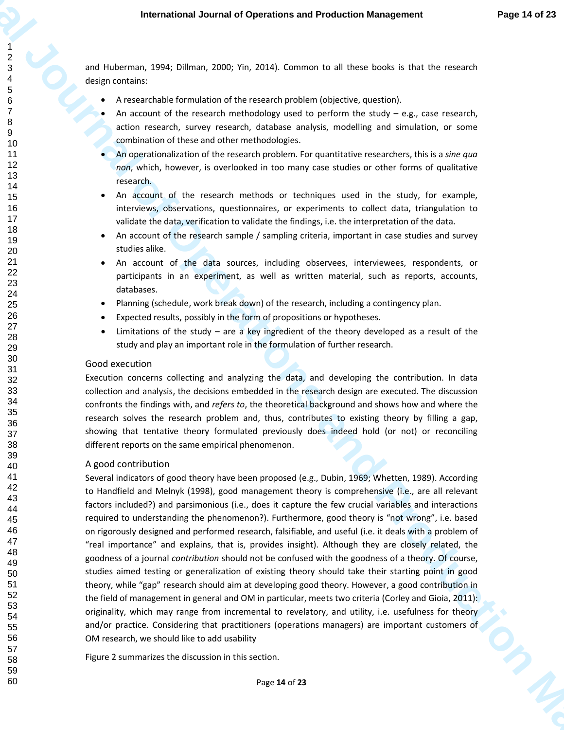and Huberman, 1994; Dillman, 2000; Yin, 2014). Common to all these books is that the research design contains:

- A researchable formulation of the research problem (objective, question).
- An account of the research methodology used to perform the study – e.g., case research, action research, survey research, database analysis, modelling and simulation, or some combination of these and other methodologies.
- An operationalization of the research problem. For quantitative researchers, this is a *sine qua non*, which, however, is overlooked in too many case studies or other forms of qualitative research.
- An account of the research methods or techniques used in the study, for example, interviews, observations, questionnaires, or experiments to collect data, triangulation to validate the data, verification to validate the findings, i.e. the interpretation of the data.
- An account of the research sample / sampling criteria, important in case studies and survey studies alike.
- An account of the data sources, including observees, interviewees, respondents, or participants in an experiment, as well as written material, such as reports, accounts, databases.
- Planning (schedule, work break down) of the research, including a contingency plan.
- Expected results, possibly in the form of propositions or hypotheses.
- Limitations of the study – are a key ingredient of the theory developed as a result of the study and play an important role in the formulation of further research.

### Good execution

Execution concerns collecting and analyzing the data, and developing the contribution. In data collection and analysis, the decisions embedded in the research design are executed. The discussion confronts the findings with, and *refers to*, the theoretical background and shows how and where the research solves the research problem and, thus, contributes to existing theory by filling a gap, showing that tentative theory formulated previously does indeed hold (or not) or reconciling different reports on the same empirical phenomenon.

### A good contribution

Several indicators of good theory have been proposed (e.g., Dubin, 1969; Whetten, 1989). According to Handfield and Melnyk (1998), good management theory is comprehensive (i.e., are all relevant factors included?) and parsimonious (i.e., does it capture the few crucial variables and interactions required to understanding the phenomenon?). Furthermore, good theory is "not wrong", i.e. based on rigorously designed and performed research, falsifiable, and useful (i.e. it deals with a problem of "real importance" and explains, that is, provides insight). Although they are closely related, the goodness of a journal *contribution* should not be confused with the goodness of a theory. Of course, studies aimed testing or generalization of existing theory should take their starting point in good theory, while "gap" research should aim at developing good theory. However, a good contribution in the field of management in general and OM in particular, meets two criteria (Corley and Gioia, 2011): originality, which may range from incremental to revelatory, and utility, i.e. usefulness for theory and/or practice. Considering that practitioners (operations managers) are important customers of OM research, we should like to add usability

Figure 2 summarizes the discussion in this section.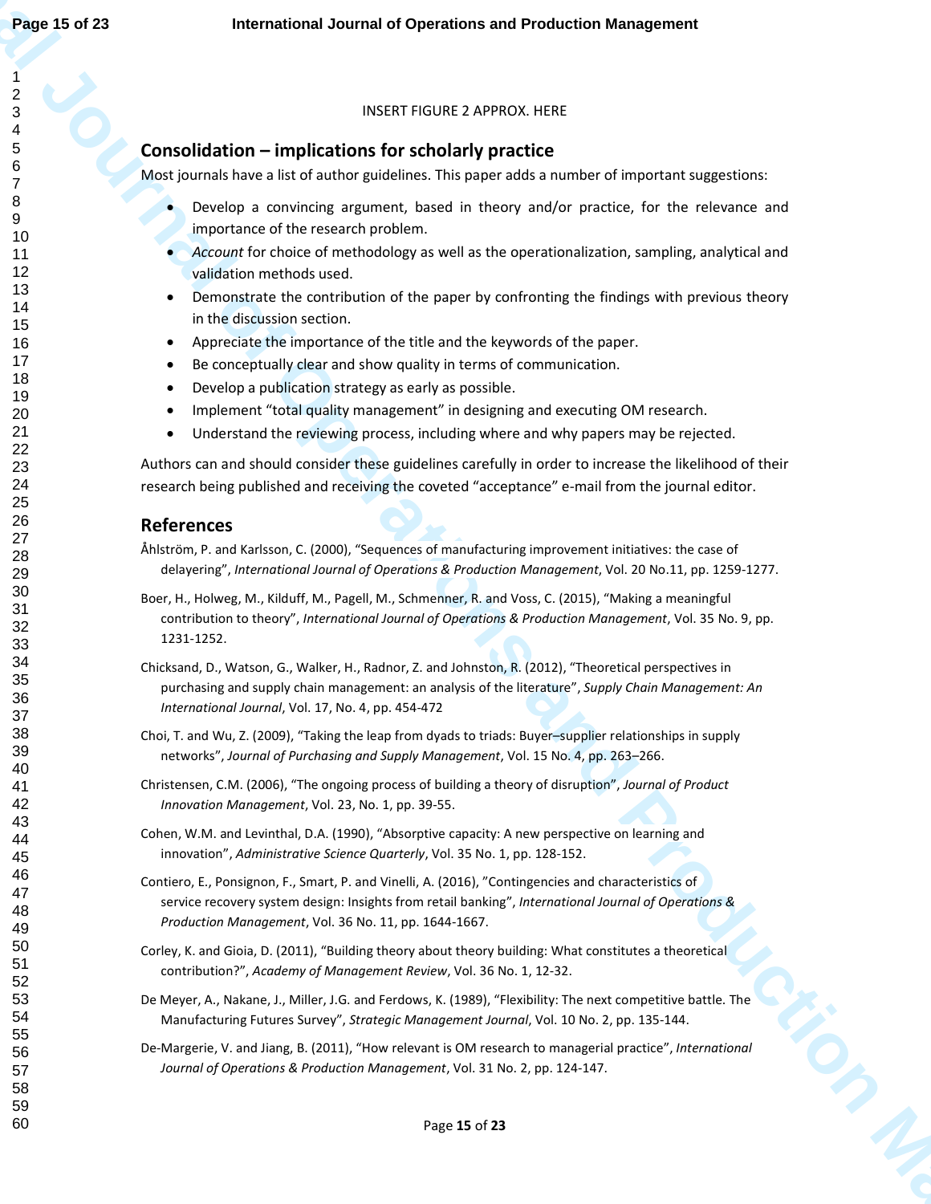INSERT FIGURE 2 APPROX. HERE

## Consolidation – implications for scholarly practice

Most journals have a list of author guidelines. This paper adds a number of important suggestions:

- Develop a convincing argument, based in theory and/or practice, for the relevance and importance of the research problem.
- *Account* for choice of methodology as well as the operationalization, sampling, analytical and validation methods used.
- Demonstrate the contribution of the paper by confronting the findings with previous theory in the discussion section.
- Appreciate the importance of the title and the keywords of the paper.
- Be conceptually clear and show quality in terms of communication.
- Develop a publication strategy as early as possible.
- Implement "total quality management" in designing and executing OM research.
- Understand the reviewing process, including where and why papers may be rejected.

Authors can and should consider these guidelines carefully in order to increase the likelihood of their research being published and receiving the coveted "acceptance" e-mail from the journal editor.

## References

Åhlström, P. and Karlsson, C. (2000), "Sequences of manufacturing improvement initiatives: the case of delayering", *International Journal of Operations & Production Management*, Vol. 20 No.11, pp. 1259-1277.

Boer, H., Holweg, M., Kilduff, M., Pagell, M., Schmenner, R. and Voss, C. (2015), "Making a meaningful contribution to theory", *International Journal of Operations & Production Management*, Vol. 35 No. 9, pp. 1231-1252.

Chicksand, D., Watson, G., Walker, H., Radnor, Z. and Johnston, R. (2012), "Theoretical perspectives in purchasing and supply chain management: an analysis of the literature", *Supply Chain Management: An International Journal*, Vol. 17, No. 4, pp. 454-472

Choi, T. and Wu, Z. (2009), "Taking the leap from dyads to triads: Buyer–supplier relationships in supply networks", *Journal of Purchasing and Supply Management*, Vol. 15 No. 4, pp. 263–266.

Christensen, C.M. (2006), "The ongoing process of building a theory of disruption", *Journal of Product Innovation Management*, Vol. 23, No. 1, pp. 39-55.

Cohen, W.M. and Levinthal, D.A. (1990), "Absorptive capacity: A new perspective on learning and innovation", *Administrative Science Quarterly*, Vol. 35 No. 1, pp. 128-152.

Contiero, E., Ponsignon, F., Smart, P. and Vinelli, A. (2016), "Contingencies and characteristics of service recovery system design: Insights from retail banking", *International Journal of Operations & Production Management*, Vol. 36 No. 11, pp. 1644-1667.

Corley, K. and Gioia, D. (2011), "Building theory about theory building: What constitutes a theoretical contribution?", *Academy of Management Review*, Vol. 36 No. 1, 12-32.

De Meyer, A., Nakane, J., Miller, J.G. and Ferdows, K. (1989), "Flexibility: The next competitive battle. The Manufacturing Futures Survey", *Strategic Management Journal*, Vol. 10 No. 2, pp. 135-144.

De-Margerie, V. and Jiang, B. (2011), "How relevant is OM research to managerial practice", *International Journal of Operations & Production Management*, Vol. 31 No. 2, pp. 124-147.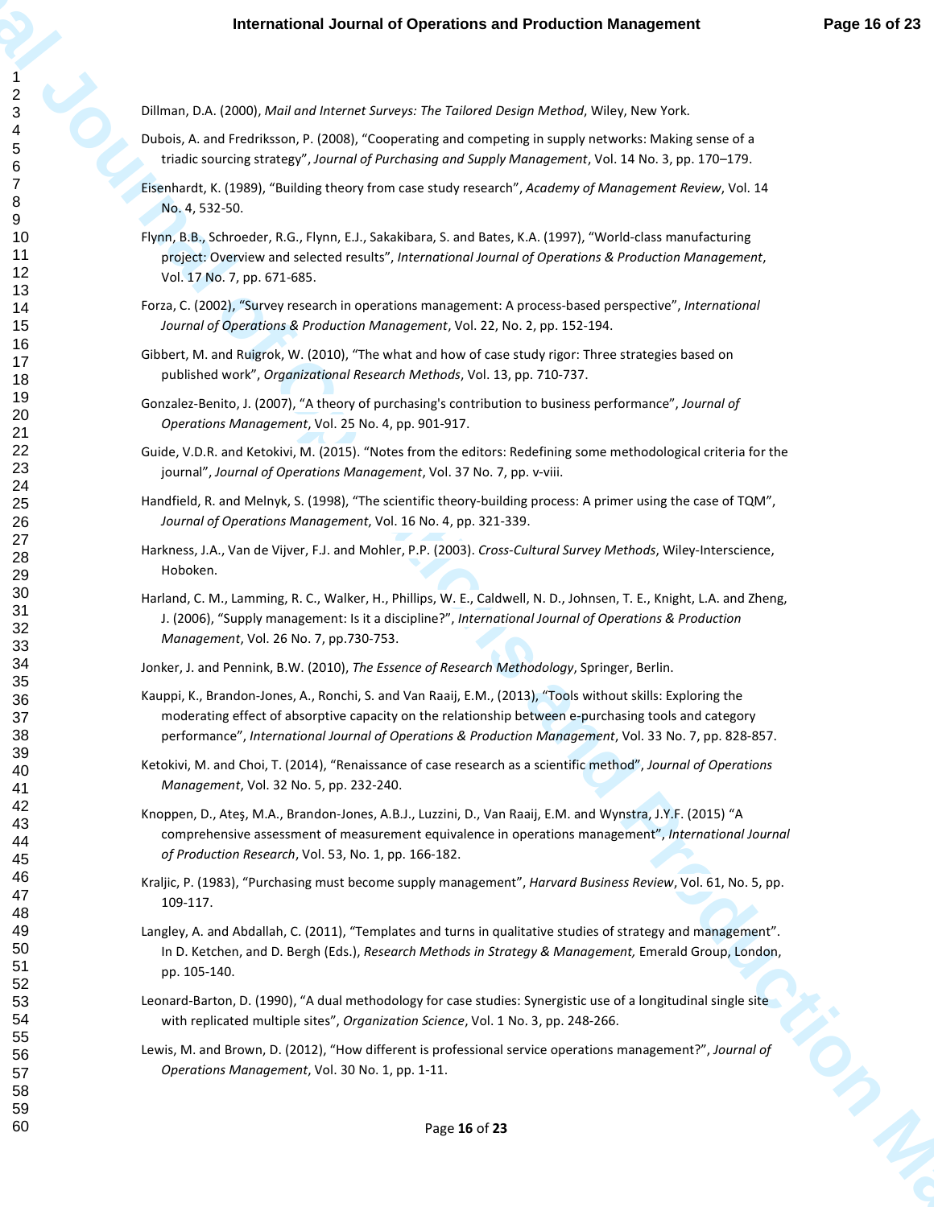Dillman, D.A. (2000), *Mail and Internet Surveys: The Tailored Design Method*, Wiley, New York.

Dubois, A. and Fredriksson, P. (2008), "Cooperating and competing in supply networks: Making sense of a triadic sourcing strategy", *Journal of Purchasing and Supply Management*, Vol. 14 No. 3, pp. 170–179.

Eisenhardt, K. (1989), "Building theory from case study research", *Academy of Management Review*, Vol. 14 No. 4, 532-50.

Flynn, B.B., Schroeder, R.G., Flynn, E.J., Sakakibara, S. and Bates, K.A. (1997), "World-class manufacturing project: Overview and selected results", *International Journal of Operations & Production Management*, Vol. 17 No. 7, pp. 671-685.

Forza, C. (2002), "Survey research in operations management: A process-based perspective", *International Journal of Operations & Production Management*, Vol. 22, No. 2, pp. 152-194.

Gibbert, M. and Ruigrok, W. (2010), "The what and how of case study rigor: Three strategies based on published work", *Organizational Research Methods*, Vol. 13, pp. 710-737.

Gonzalez-Benito, J. (2007), "A theory of purchasing's contribution to business performance", *Journal of Operations Management*, Vol. 25 No. 4, pp. 901-917.

Guide, V.D.R. and Ketokivi, M. (2015). "Notes from the editors: Redefining some methodological criteria for the journal", *Journal of Operations Management*, Vol. 37 No. 7, pp. v-viii.

Handfield, R. and Melnyk, S. (1998), "The scientific theory-building process: A primer using the case of TQM", *Journal of Operations Management*, Vol. 16 No. 4, pp. 321-339.

Harkness, J.A., Van de Vijver, F.J. and Mohler, P.P. (2003). *Cross-Cultural Survey Methods*, Wiley-Interscience, Hoboken.

Harland, C. M., Lamming, R. C., Walker, H., Phillips, W. E., Caldwell, N. D., Johnsen, T. E., Knight, L.A. and Zheng, J. (2006), "Supply management: Is it a discipline?", *International Journal of Operations & Production Management*, Vol. 26 No. 7, pp.730-753.

Jonker, J. and Pennink, B.W. (2010), *The Essence of Research Methodology*, Springer, Berlin.

Kauppi, K., Brandon-Jones, A., Ronchi, S. and Van Raaij, E.M., (2013), "Tools without skills: Exploring the moderating effect of absorptive capacity on the relationship between e-purchasing tools and category performance", *International Journal of Operations & Production Management*, Vol. 33 No. 7, pp. 828-857.

Ketokivi, M. and Choi, T. (2014), "Renaissance of case research as a scientific method", *Journal of Operations Management*, Vol. 32 No. 5, pp. 232-240.

Knoppen, D., Ateş, M.A., Brandon-Jones, A.B.J., Luzzini, D., Van Raaij, E.M. and Wynstra, J.Y.F. (2015) "A comprehensive assessment of measurement equivalence in operations management", *International Journal of Production Research*, Vol. 53, No. 1, pp. 166-182.

Kraljic, P. (1983), "Purchasing must become supply management", *Harvard Business Review*, Vol. 61, No. 5, pp. 109-117.

Langley, A. and Abdallah, C. (2011), "Templates and turns in qualitative studies of strategy and management". In D. Ketchen, and D. Bergh (Eds.), *Research Methods in Strategy & Management,* Emerald Group, London, pp. 105-140.

Leonard-Barton, D. (1990), "A dual methodology for case studies: Synergistic use of a longitudinal single site with replicated multiple sites", *Organization Science*, Vol. 1 No. 3, pp. 248-266.

Lewis, M. and Brown, D. (2012), "How different is professional service operations management?", *Journal of Operations Management*, Vol. 30 No. 1, pp. 1-11.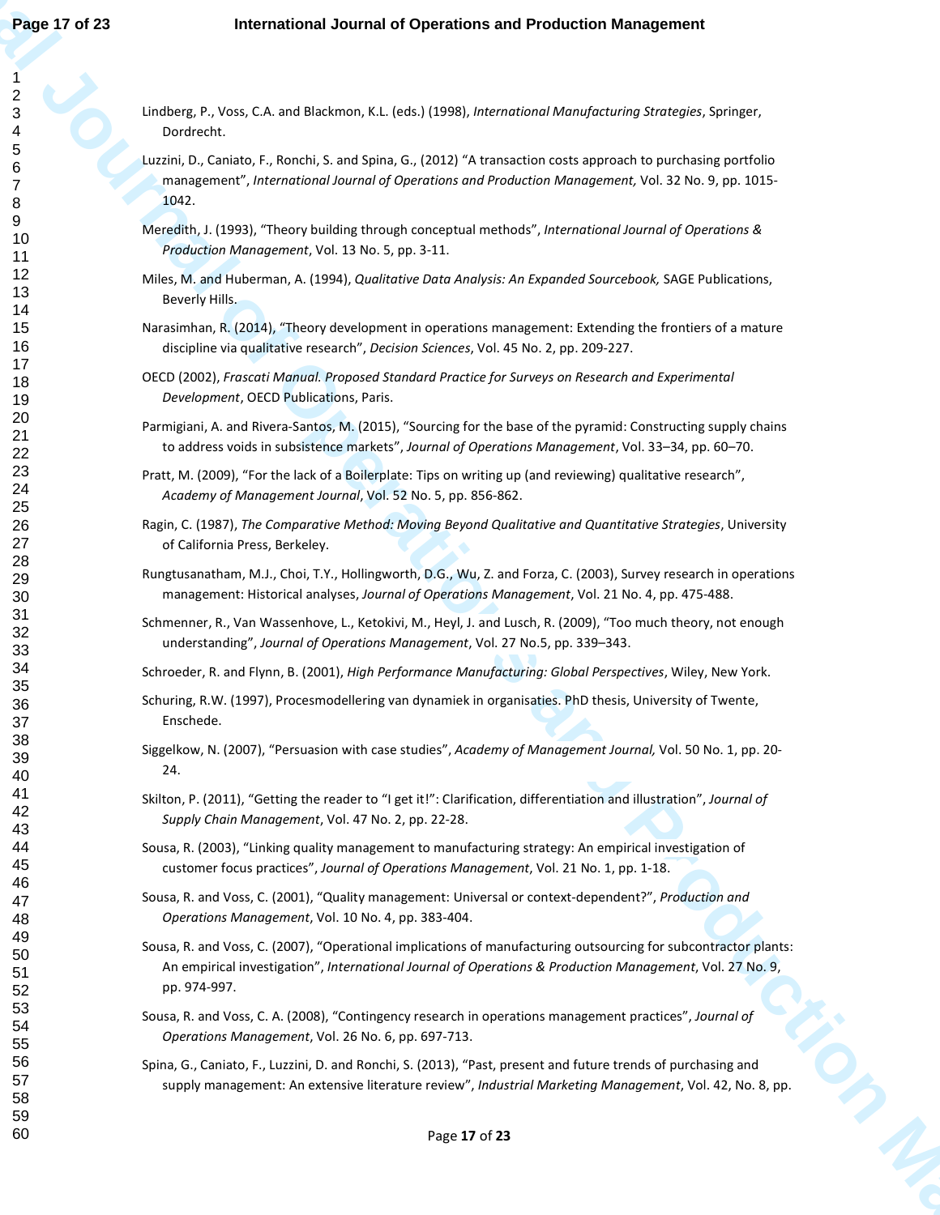Lindberg, P., Voss, C.A. and Blackmon, K.L. (eds.) (1998), *International Manufacturing Strategies*, Springer, Dordrecht.

Luzzini, D., Caniato, F., Ronchi, S. and Spina, G., (2012) "A transaction costs approach to purchasing portfolio management", *International Journal of Operations and Production Management,* Vol. 32 No. 9, pp. 1015-1042.

Meredith, J. (1993), "Theory building through conceptual methods", *International Journal of Operations & Production Management*, Vol. 13 No. 5, pp. 3-11.

Miles, M. and Huberman, A. (1994), *Qualitative Data Analysis: An Expanded Sourcebook,* SAGE Publications, Beverly Hills.

Narasimhan, R. (2014), "Theory development in operations management: Extending the frontiers of a mature discipline via qualitative research", *Decision Sciences*, Vol. 45 No. 2, pp. 209-227.

OECD (2002), *Frascati Manual. Proposed Standard Practice for Surveys on Research and Experimental Development*, OECD Publications, Paris.

Parmigiani, A. and Rivera-Santos, M. (2015), "Sourcing for the base of the pyramid: Constructing supply chains to address voids in subsistence markets", *Journal of Operations Management*, Vol. 33–34, pp. 60–70.

Pratt, M. (2009), "For the lack of a Boilerplate: Tips on writing up (and reviewing) qualitative research", *Academy of Management Journal*, Vol. 52 No. 5, pp. 856-862.

Ragin, C. (1987), *The Comparative Method: Moving Beyond Qualitative and Quantitative Strategies*, University of California Press, Berkeley.

Rungtusanatham, M.J., Choi, T.Y., Hollingworth, D.G., Wu, Z. and Forza, C. (2003), Survey research in operations management: Historical analyses, *Journal of Operations Management*, Vol. 21 No. 4, pp. 475-488.

Schmenner, R., Van Wassenhove, L., Ketokivi, M., Heyl, J. and Lusch, R. (2009), "Too much theory, not enough understanding", *Journal of Operations Management*, Vol. 27 No.5, pp. 339–343.

Schroeder, R. and Flynn, B. (2001), *High Performance Manufacturing: Global Perspectives*, Wiley, New York.

Schuring, R.W. (1997), Procesmodellering van dynamiek in organisaties. PhD thesis, University of Twente, Enschede.

Siggelkow, N. (2007), "Persuasion with case studies", *Academy of Management Journal,* Vol. 50 No. 1, pp. 20-24.

Skilton, P. (2011), "Getting the reader to "I get it!": Clarification, differentiation and illustration", *Journal of Supply Chain Management*, Vol. 47 No. 2, pp. 22-28.

Sousa, R. (2003), "Linking quality management to manufacturing strategy: An empirical investigation of customer focus practices", *Journal of Operations Management*, Vol. 21 No. 1, pp. 1-18.

Sousa, R. and Voss, C. (2001), "Quality management: Universal or context-dependent?", *Production and Operations Management*, Vol. 10 No. 4, pp. 383-404.

Sousa, R. and Voss, C. (2007), "Operational implications of manufacturing outsourcing for subcontractor plants: An empirical investigation", *International Journal of Operations & Production Management*, Vol. 27 No. 9, pp. 974-997.

Sousa, R. and Voss, C. A. (2008), "Contingency research in operations management practices", *Journal of Operations Management*, Vol. 26 No. 6, pp. 697-713.

Spina, G., Caniato, F., Luzzini, D. and Ronchi, S. (2013), "Past, present and future trends of purchasing and supply management: An extensive literature review", *Industrial Marketing Management*, Vol. 42, No. 8, pp.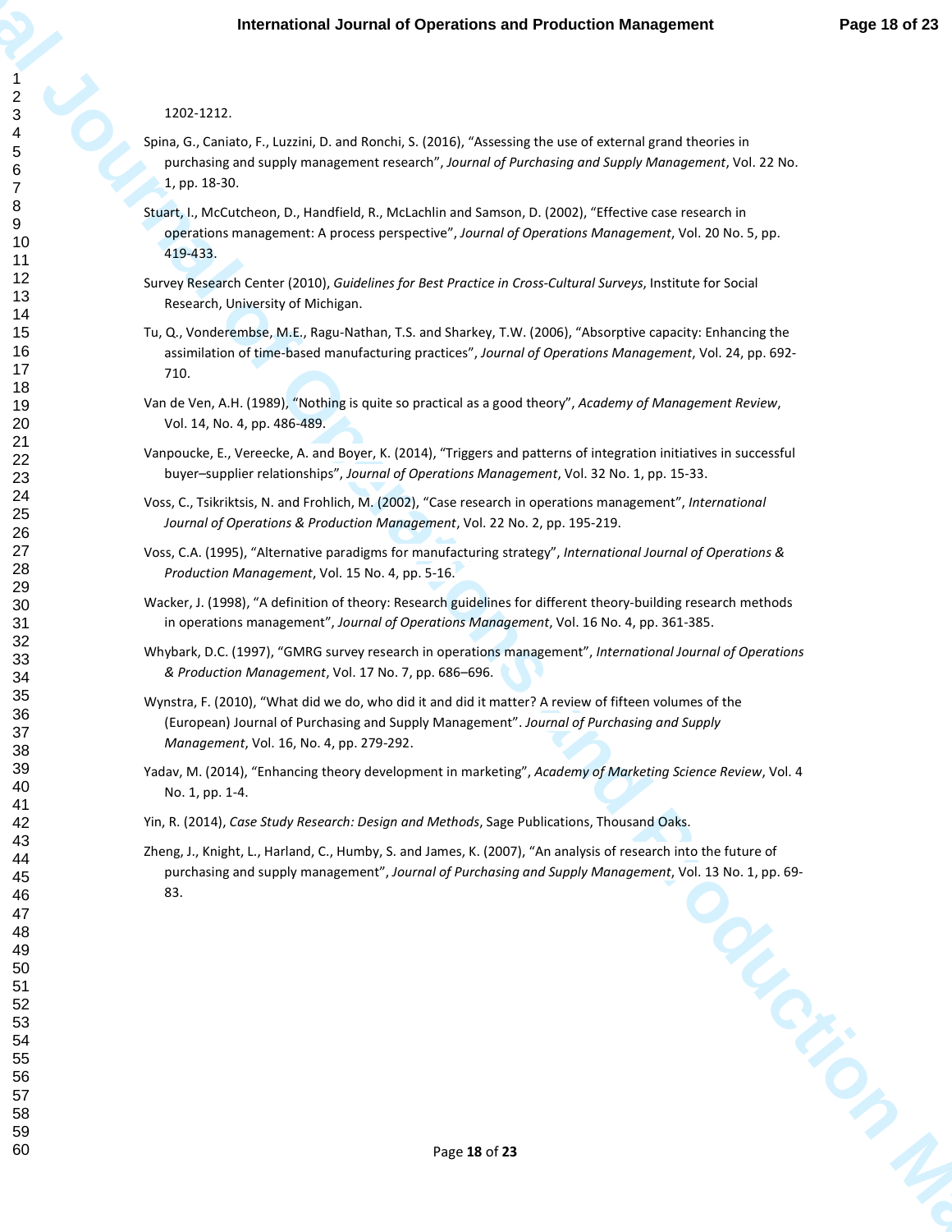1202-1212.

Spina, G., Caniato, F., Luzzini, D. and Ronchi, S. (2016), “Assessing the use of external grand theories in purchasing and supply management research”, *Journal of Purchasing and Supply Management*, Vol. 22 No. 1, pp. 18-30.

Stuart, I., McCutcheon, D., Handfield, R., McLachlin and Samson, D. (2002), “Effective case research in operations management: A process perspective”, *Journal of Operations Management*, Vol. 20 No. 5, pp. 419-433.

Survey Research Center (2010), *Guidelines for Best Practice in Cross-Cultural Surveys*, Institute for Social Research, University of Michigan.

Tu, Q., Vonderembse, M.E., Ragu-Nathan, T.S. and Sharkey, T.W. (2006), “Absorptive capacity: Enhancing the assimilation of time-based manufacturing practices”, *Journal of Operations Management*, Vol. 24, pp. 692-710.

Van de Ven, A.H. (1989), “Nothing is quite so practical as a good theory”, *Academy of Management Review*, Vol. 14, No. 4, pp. 486-489.

Vanpoucke, E., Vereecke, A. and Boyer, K. (2014), “Triggers and patterns of integration initiatives in successful buyer–supplier relationships”, *Journal of Operations Management*, Vol. 32 No. 1, pp. 15-33.

Voss, C., Tsikriktsis, N. and Frohlich, M. (2002), “Case research in operations management”, *International Journal of Operations & Production Management*, Vol. 22 No. 2, pp. 195-219.

Voss, C.A. (1995), “Alternative paradigms for manufacturing strategy”, *International Journal of Operations & Production Management*, Vol. 15 No. 4, pp. 5-16.

Wacker, J. (1998), “A definition of theory: Research guidelines for different theory-building research methods in operations management”, *Journal of Operations Management*, Vol. 16 No. 4, pp. 361-385.

Whybark, D.C. (1997), “GMRG survey research in operations management”, *International Journal of Operations & Production Management*, Vol. 17 No. 7, pp. 686–696.

Wynstra, F. (2010), “What did we do, who did it and did it matter? A review of fifteen volumes of the (European) Journal of Purchasing and Supply Management”. *Journal of Purchasing and Supply Management*, Vol. 16, No. 4, pp. 279-292.

Yadav, M. (2014), “Enhancing theory development in marketing”, *Academy of Marketing Science Review*, Vol. 4 No. 1, pp. 1-4.

Yin, R. (2014), *Case Study Research: Design and Methods*, Sage Publications, Thousand Oaks.

Zheng, J., Knight, L., Harland, C., Humby, S. and James, K. (2007), “An analysis of research into the future of purchasing and supply management”, *Journal of Purchasing and Supply Management*, Vol. 13 No. 1, pp. 69-83.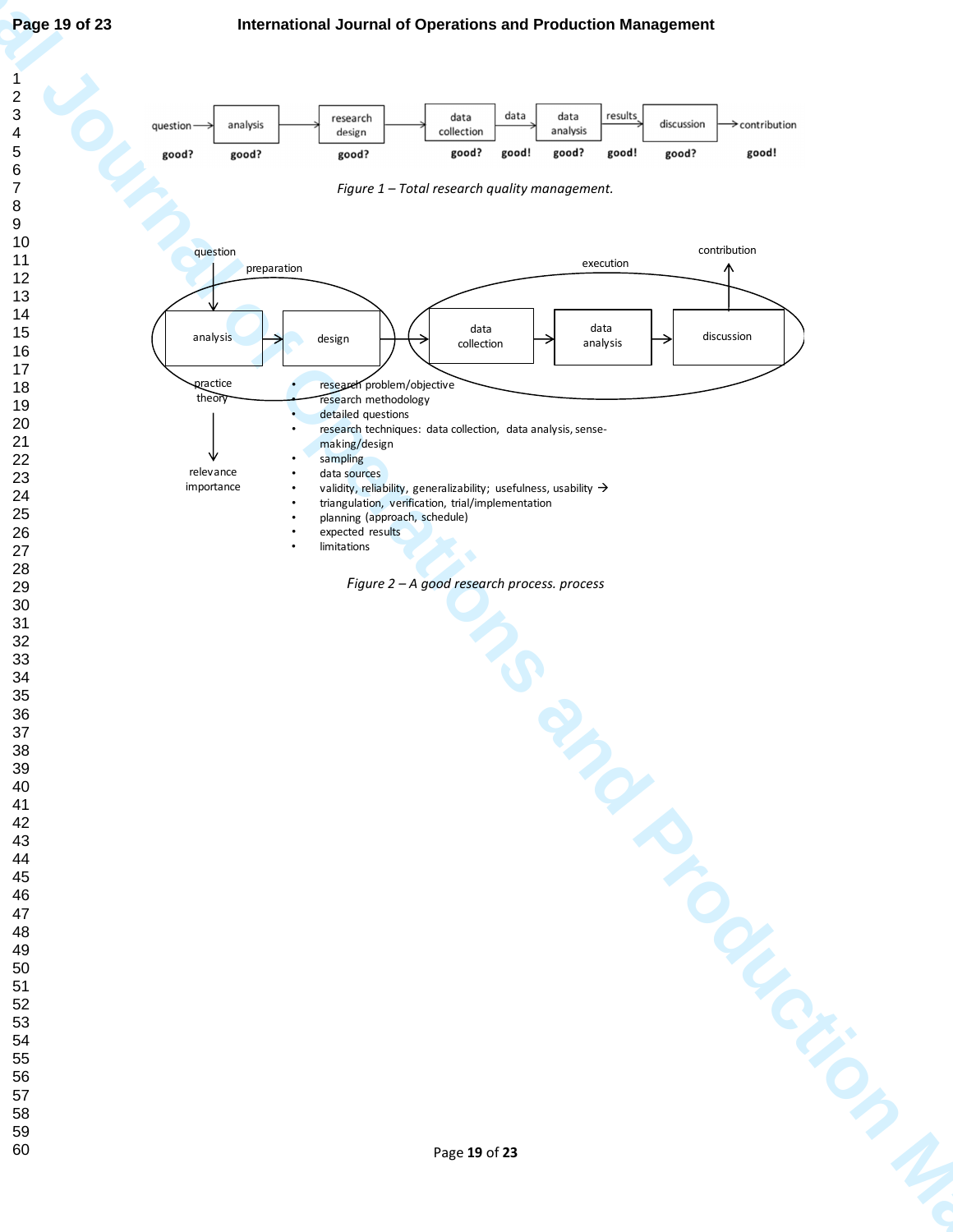question → analysis → research design → data collection → data → data analysis → results → discussion → contribution

good? good? good? good? good! good? good! good? good!

*Figure 1 – Total research quality management.*

question

preparation

analysis → design

practice
theory

relevance
importance

execution

data collection → data analysis → discussion

contribution

- research problem/objective
- research methodology
- detailed questions
- research techniques: data collection, data analysis, sense-making/design
- sampling
- data sources
- validity, reliability, generalizability; usefulness, usability →
- triangulation, verification, trial/implementation
- planning (approach, schedule)
- expected results
- limitations

*Figure 2 – A good research process. process*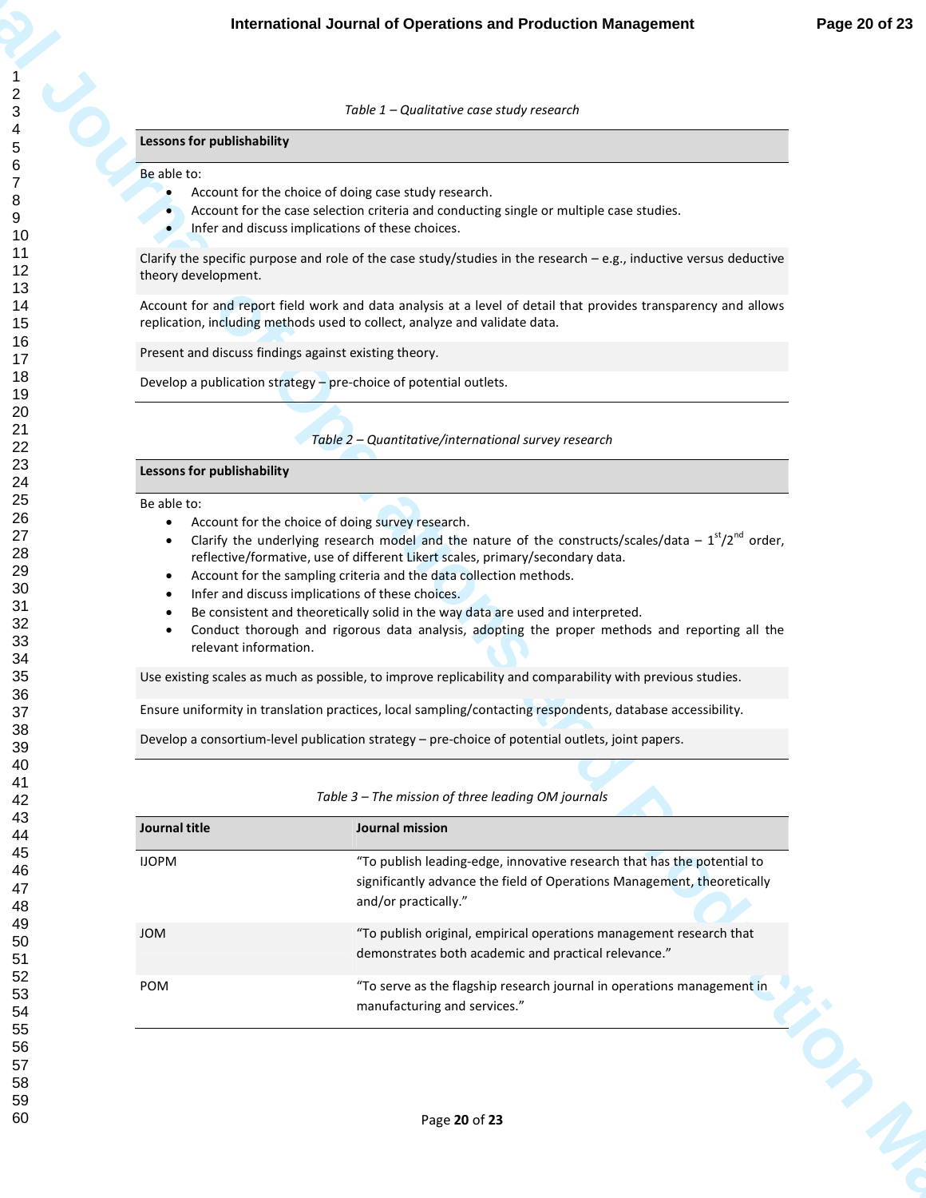*Table 1 – Qualitative case study research*

| **Lessons for publishability** |
| --- |
| Be able to:<br>• Account for the choice of doing case study research.<br>• Account for the case selection criteria and conducting single or multiple case studies.<br>• Infer and discuss implications of these choices. |
| Clarify the specific purpose and role of the case study/studies in the research – e.g., inductive versus deductive theory development. |
| Account for and report field work and data analysis at a level of detail that provides transparency and allows replication, including methods used to collect, analyze and validate data. |
| Present and discuss findings against existing theory. |
| Develop a publication strategy – pre-choice of potential outlets. |

*Table 2 – Quantitative/international survey research*

| **Lessons for publishability** |
| --- |
| Be able to:<br>• Account for the choice of doing survey research.<br>• Clarify the underlying research model and the nature of the constructs/scales/data – 1st/2nd order, reflective/formative, use of different Likert scales, primary/secondary data.<br>• Account for the sampling criteria and the data collection methods.<br>• Infer and discuss implications of these choices.<br>• Be consistent and theoretically solid in the way data are used and interpreted.<br>• Conduct thorough and rigorous data analysis, adopting the proper methods and reporting all the relevant information. |
| Use existing scales as much as possible, to improve replicability and comparability with previous studies. |
| Ensure uniformity in translation practices, local sampling/contacting respondents, database accessibility. |
| Develop a consortium-level publication strategy – pre-choice of potential outlets, joint papers. |

*Table 3 – The mission of three leading OM journals*

| **Journal title** | **Journal mission** |
| --- | --- |
| IJOPM | "To publish leading-edge, innovative research that has the potential to significantly advance the field of Operations Management, theoretically and/or practically." |
| JOM | "To publish original, empirical operations management research that demonstrates both academic and practical relevance." |
| POM | "To serve as the flagship research journal in operations management in manufacturing and services." |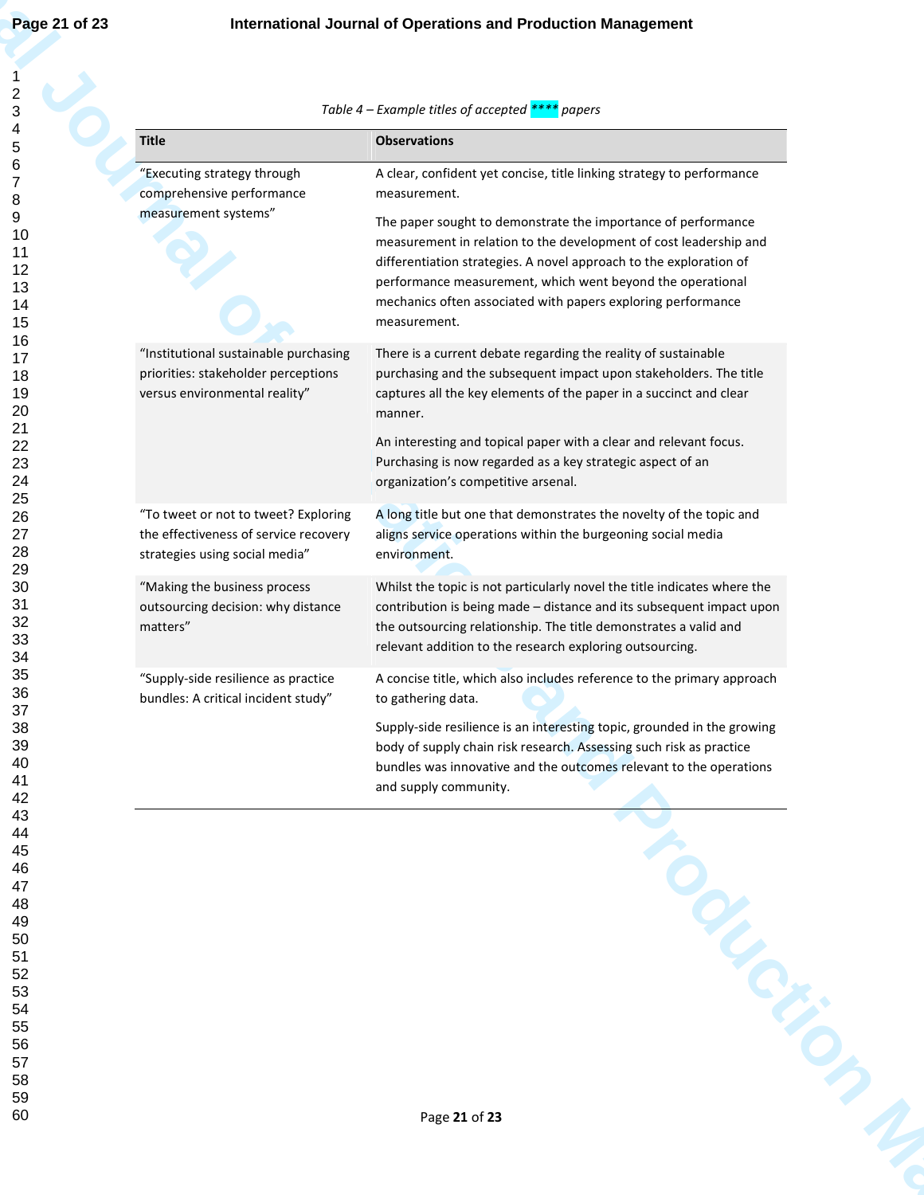*Table 4 – Example titles of accepted **** papers*

| Title | Observations |
| --- | --- |
| "Executing strategy through comprehensive performance measurement systems" | A clear, confident yet concise, title linking strategy to performance measurement. The paper sought to demonstrate the importance of performance measurement in relation to the development of cost leadership and differentiation strategies. A novel approach to the exploration of performance measurement, which went beyond the operational mechanics often associated with papers exploring performance measurement. |
| "Institutional sustainable purchasing priorities: stakeholder perceptions versus environmental reality" | There is a current debate regarding the reality of sustainable purchasing and the subsequent impact upon stakeholders. The title captures all the key elements of the paper in a succinct and clear manner. An interesting and topical paper with a clear and relevant focus. Purchasing is now regarded as a key strategic aspect of an organization's competitive arsenal. |
| "To tweet or not to tweet? Exploring the effectiveness of service recovery strategies using social media" | A long title but one that demonstrates the novelty of the topic and aligns service operations within the burgeoning social media environment. |
| "Making the business process outsourcing decision: why distance matters" | Whilst the topic is not particularly novel the title indicates where the contribution is being made – distance and its subsequent impact upon the outsourcing relationship. The title demonstrates a valid and relevant addition to the research exploring outsourcing. |
| "Supply-side resilience as practice bundles: A critical incident study" | A concise title, which also includes reference to the primary approach to gathering data. Supply-side resilience is an interesting topic, grounded in the growing body of supply chain risk research. Assessing such risk as practice bundles was innovative and the outcomes relevant to the operations and supply community. |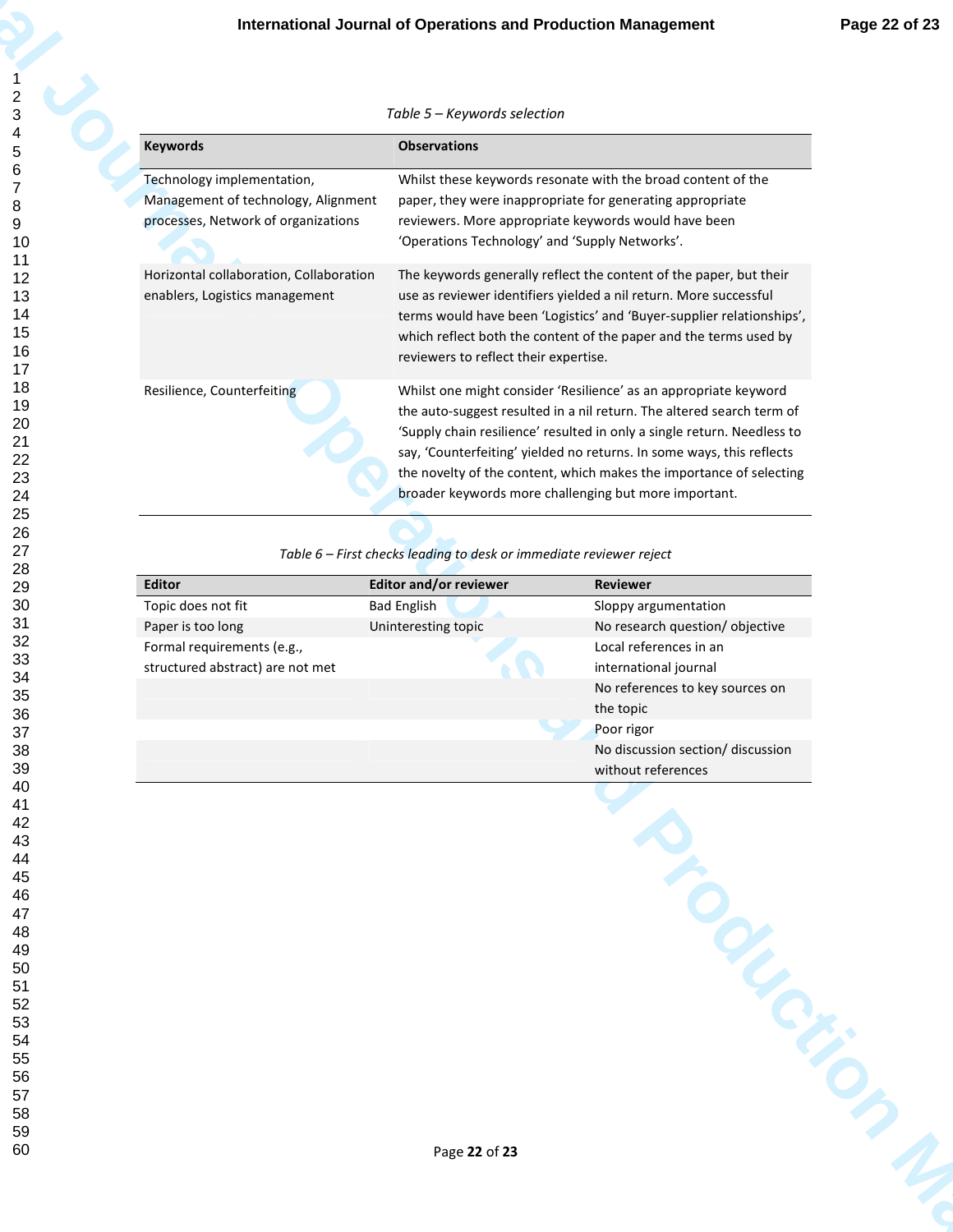*Table 5 – Keywords selection*

| Keywords | Observations |
|---|---|
| Technology implementation, Management of technology, Alignment processes, Network of organizations | Whilst these keywords resonate with the broad content of the paper, they were inappropriate for generating appropriate reviewers. More appropriate keywords would have been 'Operations Technology' and 'Supply Networks'. |
| Horizontal collaboration, Collaboration enablers, Logistics management | The keywords generally reflect the content of the paper, but their use as reviewer identifiers yielded a nil return. More successful terms would have been 'Logistics' and 'Buyer-supplier relationships', which reflect both the content of the paper and the terms used by reviewers to reflect their expertise. |
| Resilience, Counterfeiting | Whilst one might consider 'Resilience' as an appropriate keyword the auto-suggest resulted in a nil return. The altered search term of 'Supply chain resilience' resulted in only a single return. Needless to say, 'Counterfeiting' yielded no returns. In some ways, this reflects the novelty of the content, which makes the importance of selecting broader keywords more challenging but more important. |

*Table 6 – First checks leading to desk or immediate reviewer reject*

| Editor | Editor and/or reviewer | Reviewer |
|---|---|---|
| Topic does not fit | Bad English | Sloppy argumentation |
| Paper is too long | Uninteresting topic | No research question/ objective |
| Formal requirements (e.g., structured abstract) are not met | | Local references in an international journal |
| | | No references to key sources on the topic |
| | | Poor rigor |
| | | No discussion section/ discussion without references |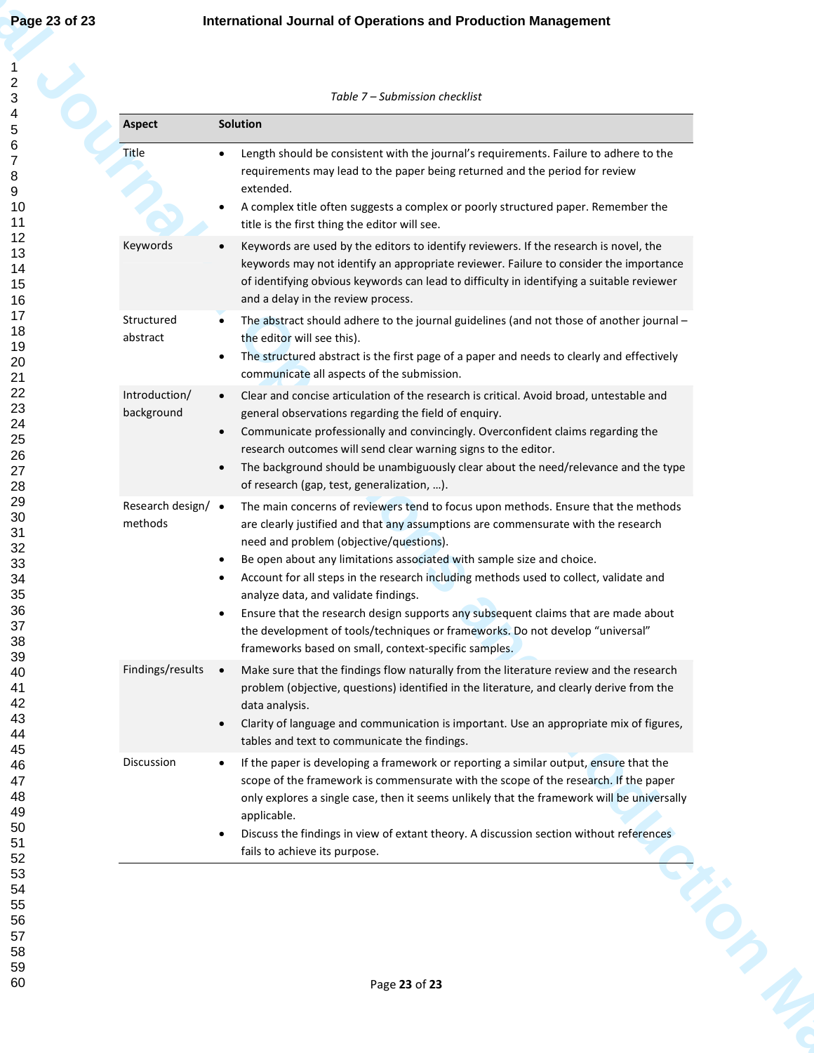*Table 7 – Submission checklist*

| Aspect | Solution |
|---|---|
| Title | • Length should be consistent with the journal's requirements. Failure to adhere to the requirements may lead to the paper being returned and the period for review extended.<br>• A complex title often suggests a complex or poorly structured paper. Remember the title is the first thing the editor will see. |
| Keywords | • Keywords are used by the editors to identify reviewers. If the research is novel, the keywords may not identify an appropriate reviewer. Failure to consider the importance of identifying obvious keywords can lead to difficulty in identifying a suitable reviewer and a delay in the review process. |
| Structured abstract | • The abstract should adhere to the journal guidelines (and not those of another journal – the editor will see this).<br>• The structured abstract is the first page of a paper and needs to clearly and effectively communicate all aspects of the submission. |
| Introduction/ background | • Clear and concise articulation of the research is critical. Avoid broad, untestable and general observations regarding the field of enquiry.<br>• Communicate professionally and convincingly. Overconfident claims regarding the research outcomes will send clear warning signs to the editor.<br>• The background should be unambiguously clear about the need/relevance and the type of research (gap, test, generalization, …). |
| Research design/ methods | • The main concerns of reviewers tend to focus upon methods. Ensure that the methods are clearly justified and that any assumptions are commensurate with the research need and problem (objective/questions).<br>• Be open about any limitations associated with sample size and choice.<br>• Account for all steps in the research including methods used to collect, validate and analyze data, and validate findings.<br>• Ensure that the research design supports any subsequent claims that are made about the development of tools/techniques or frameworks. Do not develop "universal" frameworks based on small, context-specific samples. |
| Findings/results | • Make sure that the findings flow naturally from the literature review and the research problem (objective, questions) identified in the literature, and clearly derive from the data analysis.<br>• Clarity of language and communication is important. Use an appropriate mix of figures, tables and text to communicate the findings. |
| Discussion | • If the paper is developing a framework or reporting a similar output, ensure that the scope of the framework is commensurate with the scope of the research. If the paper only explores a single case, then it seems unlikely that the framework will be universally applicable.<br>• Discuss the findings in view of extant theory. A discussion section without references fails to achieve its purpose. |